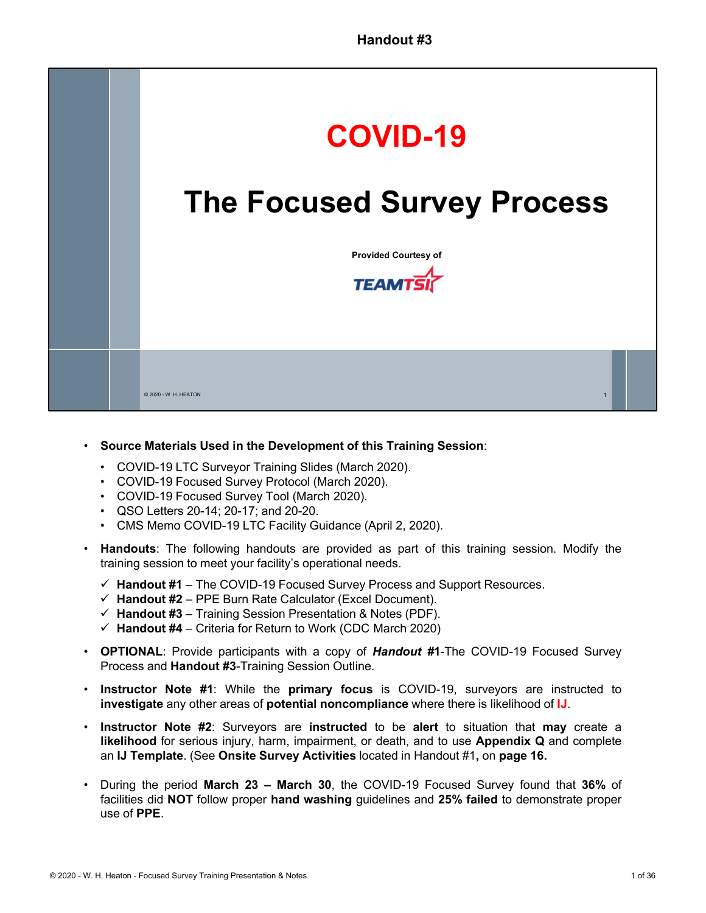Handout #3

# COVID-19

# The Focused Survey Process

Provided Courtesy of

TEAMTSI

© 2020 - W. H. HEATON

- **Source Materials Used in the Development of this Training Session**:
  - COVID-19 LTC Surveyor Training Slides (March 2020).
  - COVID-19 Focused Survey Protocol (March 2020).
  - COVID-19 Focused Survey Tool (March 2020).
  - QSO Letters 20-14; 20-17; and 20-20.
  - CMS Memo COVID-19 LTC Facility Guidance (April 2, 2020).
- **Handouts**: The following handouts are provided as part of this training session. Modify the training session to meet your facility's operational needs.
  - ✓ **Handout #1** – The COVID-19 Focused Survey Process and Support Resources.
  - ✓ **Handout #2** – PPE Burn Rate Calculator (Excel Document).
  - ✓ **Handout #3** – Training Session Presentation & Notes (PDF).
  - ✓ **Handout #4** – Criteria for Return to Work (CDC March 2020)
- **OPTIONAL**: Provide participants with a copy of ***Handout #1***-The COVID-19 Focused Survey Process and **Handout #3**-Training Session Outline.
- **Instructor Note #1**: While the **primary focus** is COVID-19, surveyors are instructed to **investigate** any other areas of **potential noncompliance** where there is likelihood of **IJ**.
- **Instructor Note #2**: Surveyors are **instructed** to be **alert** to situation that **may** create a **likelihood** for serious injury, harm, impairment, or death, and to use **Appendix Q** and complete an **IJ Template**. (See **Onsite Survey Activities** located in Handout #1**,** on **page 16.**
- During the period **March 23 – March 30**, the COVID-19 Focused Survey found that **36%** of facilities did **NOT** follow proper **hand washing** guidelines and **25% failed** to demonstrate proper use of **PPE**.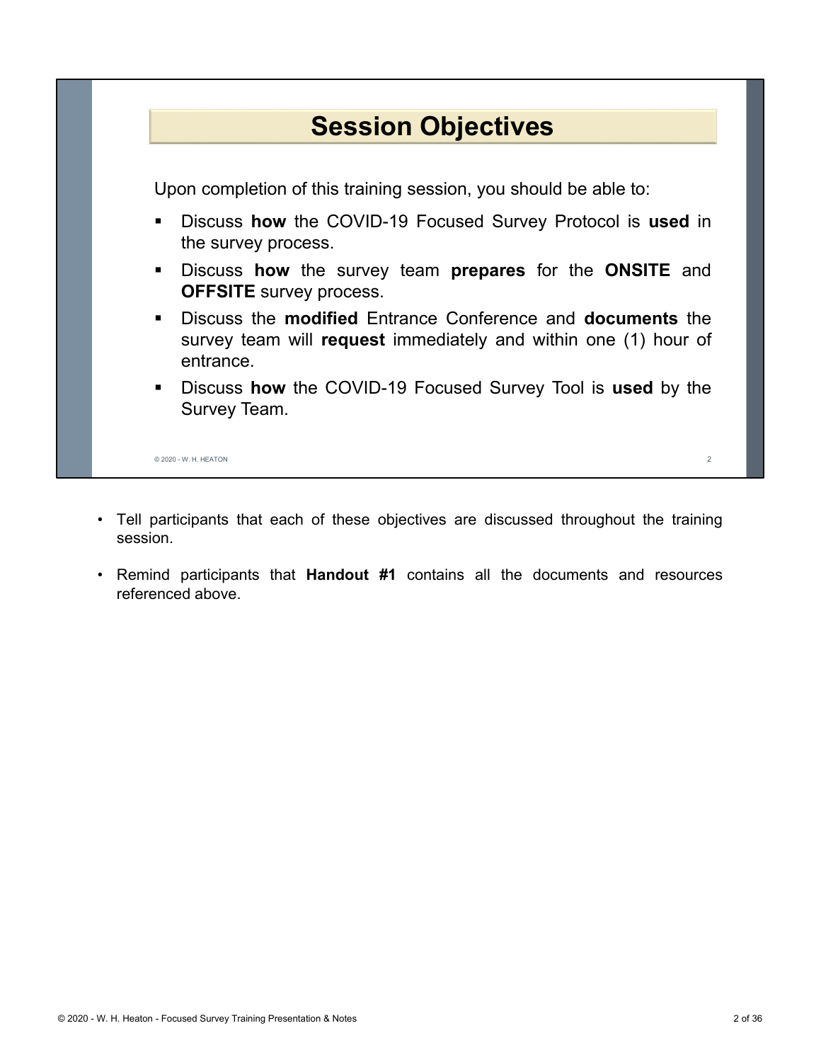## Session Objectives

Upon completion of this training session, you should be able to:

- Discuss **how** the COVID-19 Focused Survey Protocol is **used** in the survey process.
- Discuss **how** the survey team **prepares** for the **ONSITE** and **OFFSITE** survey process.
- Discuss the **modified** Entrance Conference and **documents** the survey team will **request** immediately and within one (1) hour of entrance.
- Discuss **how** the COVID-19 Focused Survey Tool is **used** by the Survey Team.

© 2020 - W. H. HEATON

- Tell participants that each of these objectives are discussed throughout the training session.
- Remind participants that **Handout #1** contains all the documents and resources referenced above.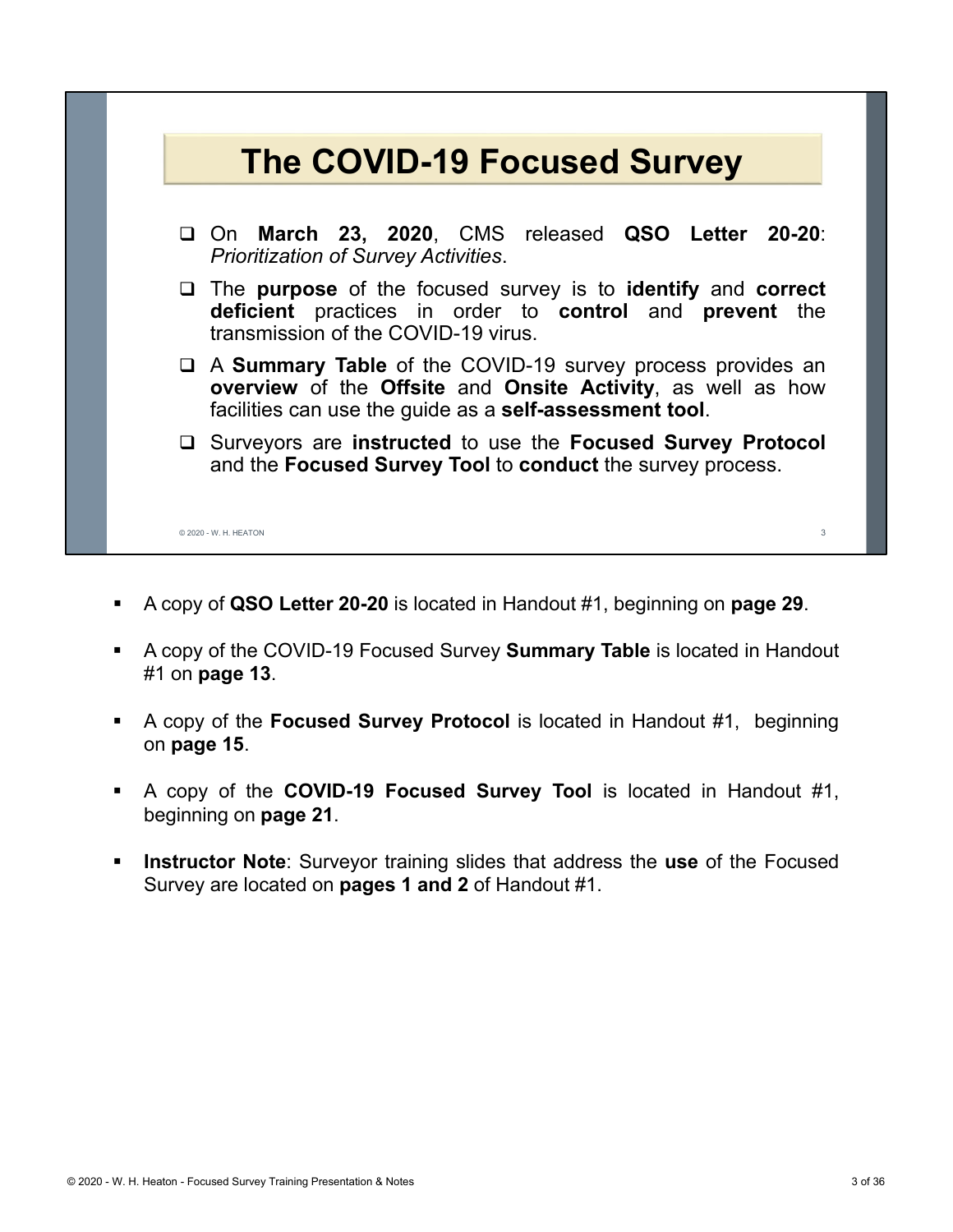## The COVID-19 Focused Survey

- On **March 23, 2020**, CMS released **QSO Letter 20-20**: *Prioritization of Survey Activities*.
- The **purpose** of the focused survey is to **identify** and **correct** **deficient** practices in order to **control** and **prevent** the transmission of the COVID-19 virus.
- A **Summary Table** of the COVID-19 survey process provides an **overview** of the **Offsite** and **Onsite Activity**, as well as how facilities can use the guide as a **self-assessment tool**.
- Surveyors are **instructed** to use the **Focused Survey Protocol** and the **Focused Survey Tool** to **conduct** the survey process.

© 2020 - W. H. HEATON

- A copy of **QSO Letter 20-20** is located in Handout #1, beginning on **page 29**.
- A copy of the COVID-19 Focused Survey **Summary Table** is located in Handout #1 on **page 13**.
- A copy of the **Focused Survey Protocol** is located in Handout #1, beginning on **page 15**.
- A copy of the **COVID-19 Focused Survey Tool** is located in Handout #1, beginning on **page 21**.
- **Instructor Note**: Surveyor training slides that address the **use** of the Focused Survey are located on **pages 1 and 2** of Handout #1.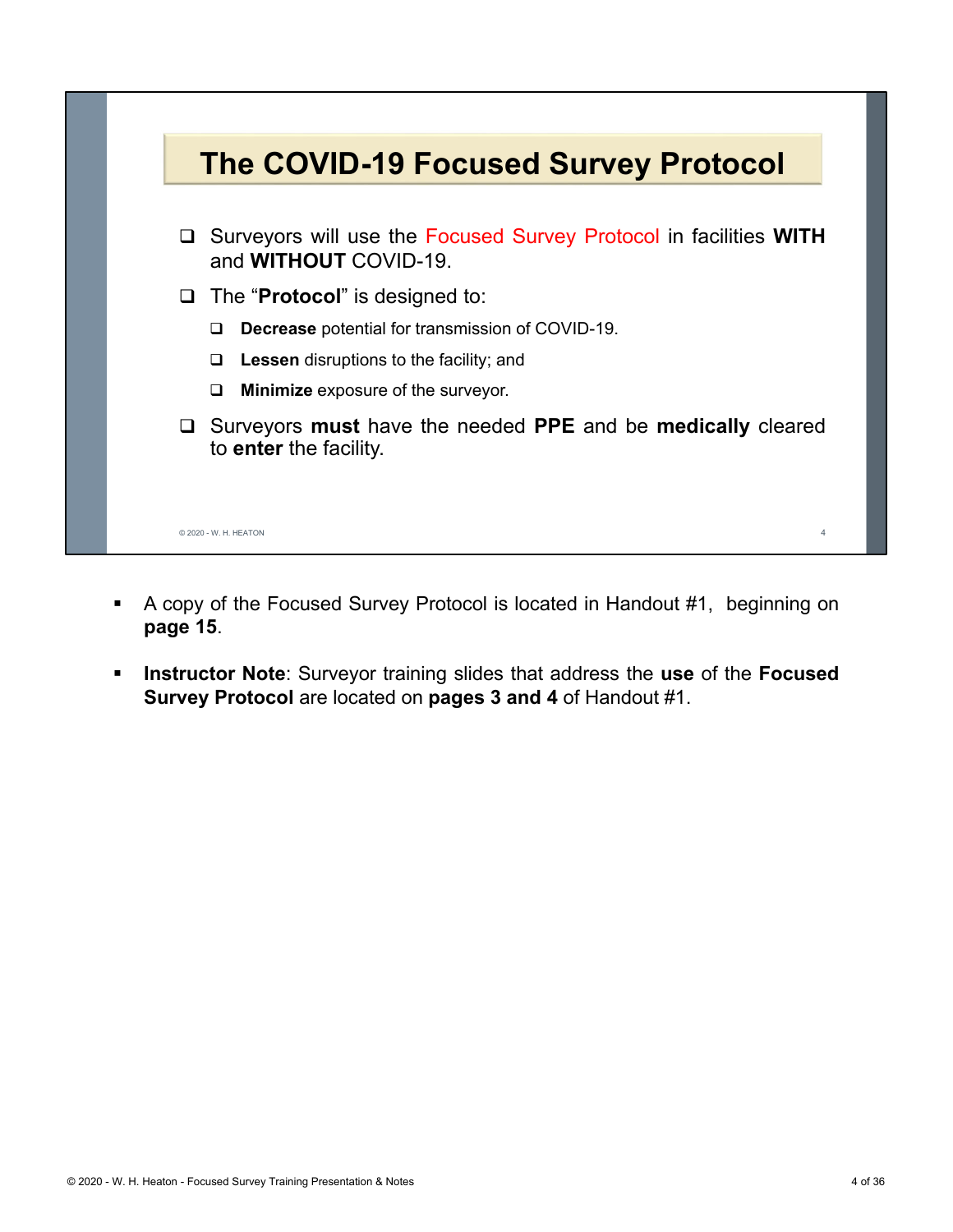## The COVID-19 Focused Survey Protocol

- Surveyors will use the Focused Survey Protocol in facilities **WITH** and **WITHOUT** COVID-19.
- The "**Protocol**" is designed to:
  - **Decrease** potential for transmission of COVID-19.
  - **Lessen** disruptions to the facility; and
  - **Minimize** exposure of the surveyor.
- Surveyors **must** have the needed **PPE** and be **medically** cleared to **enter** the facility.

© 2020 - W. H. HEATON

- A copy of the Focused Survey Protocol is located in Handout #1, beginning on **page 15**.
- **Instructor Note**: Surveyor training slides that address the **use** of the **Focused Survey Protocol** are located on **pages 3 and 4** of Handout #1.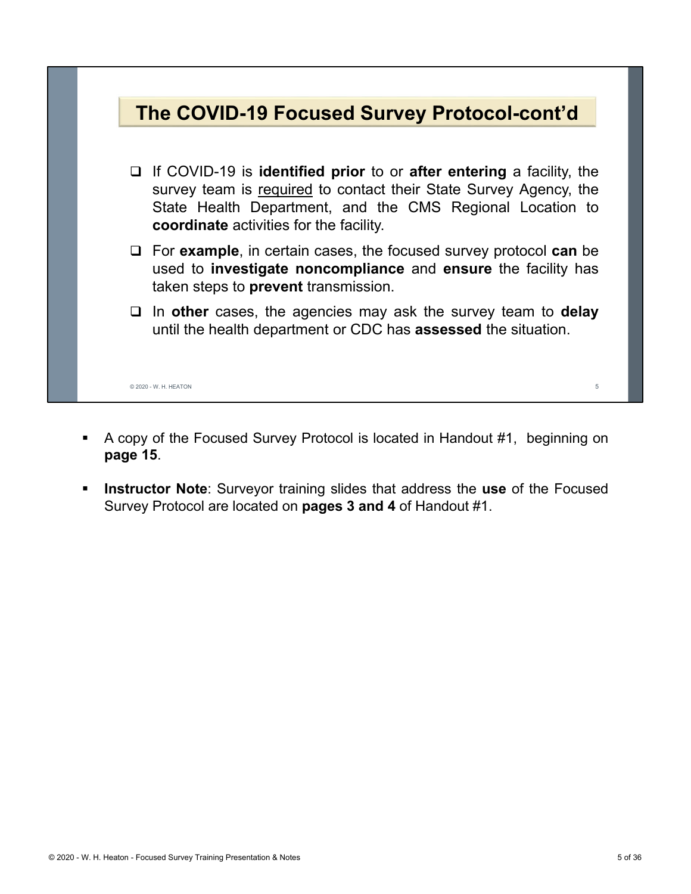## The COVID-19 Focused Survey Protocol-cont'd

- If COVID-19 is **identified prior** to or **after entering** a facility, the survey team is <u>required</u> to contact their State Survey Agency, the State Health Department, and the CMS Regional Location to **coordinate** activities for the facility.
- For **example**, in certain cases, the focused survey protocol **can** be used to **investigate noncompliance** and **ensure** the facility has taken steps to **prevent** transmission.
- In **other** cases, the agencies may ask the survey team to **delay** until the health department or CDC has **assessed** the situation.

© 2020 - W. H. HEATON

- A copy of the Focused Survey Protocol is located in Handout #1, beginning on **page 15**.
- **Instructor Note**: Surveyor training slides that address the **use** of the Focused Survey Protocol are located on **pages 3 and 4** of Handout #1.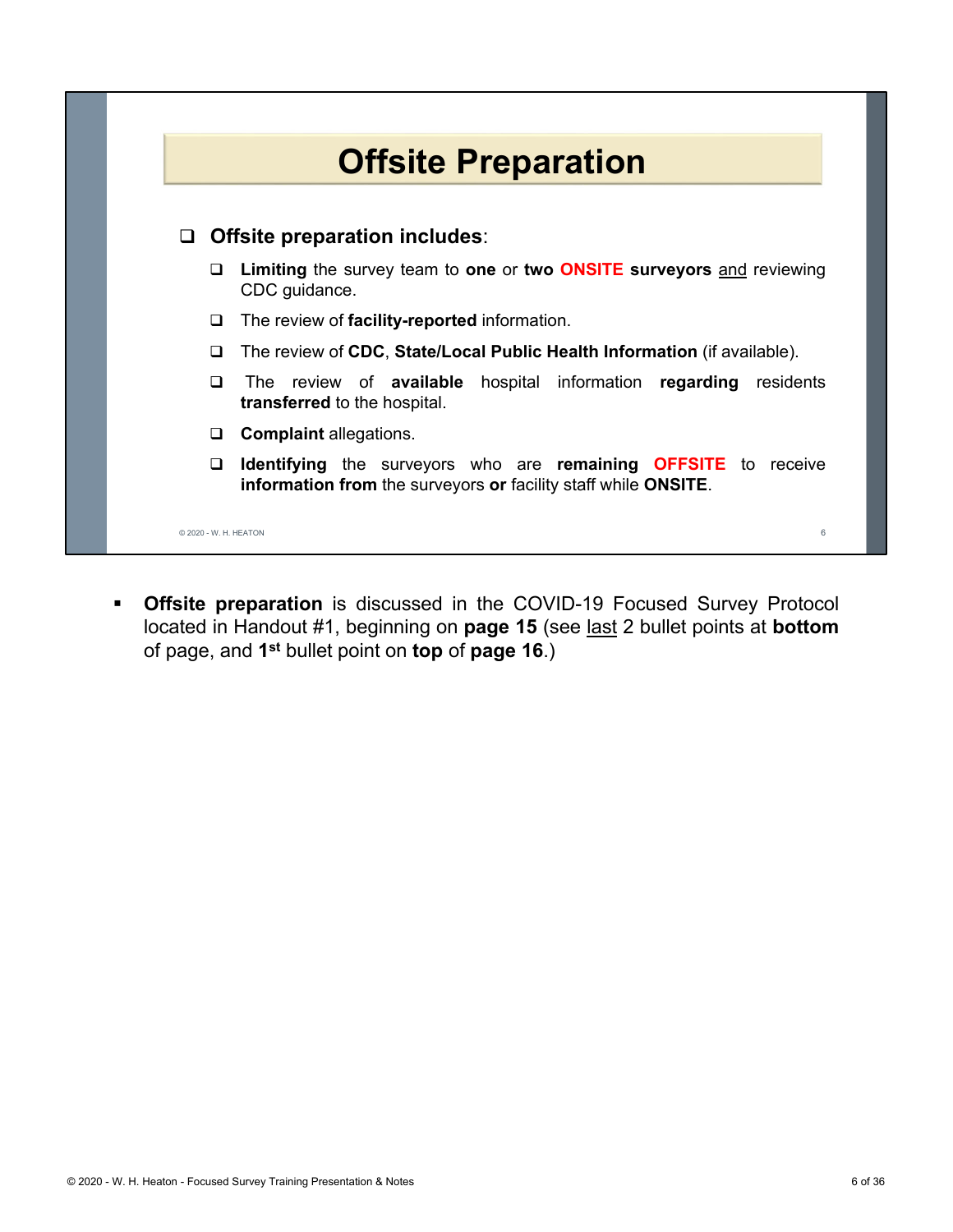# Offsite Preparation

- **Offsite preparation includes**:
  - **Limiting** the survey team to **one** or **two** **ONSITE surveyors** and reviewing CDC guidance.
  - The review of **facility-reported** information.
  - The review of **CDC**, **State/Local Public Health Information** (if available).
  - The review of **available** hospital information **regarding** residents **transferred** to the hospital.
  - **Complaint** allegations.
  - **Identifying** the surveyors who are **remaining** **OFFSITE** to receive **information from** the surveyors **or** facility staff while **ONSITE**.

© 2020 - W. H. HEATON

- **Offsite preparation** is discussed in the COVID-19 Focused Survey Protocol located in Handout #1, beginning on **page 15** (see last 2 bullet points at **bottom** of page, and **1st** bullet point on **top** of **page 16**.)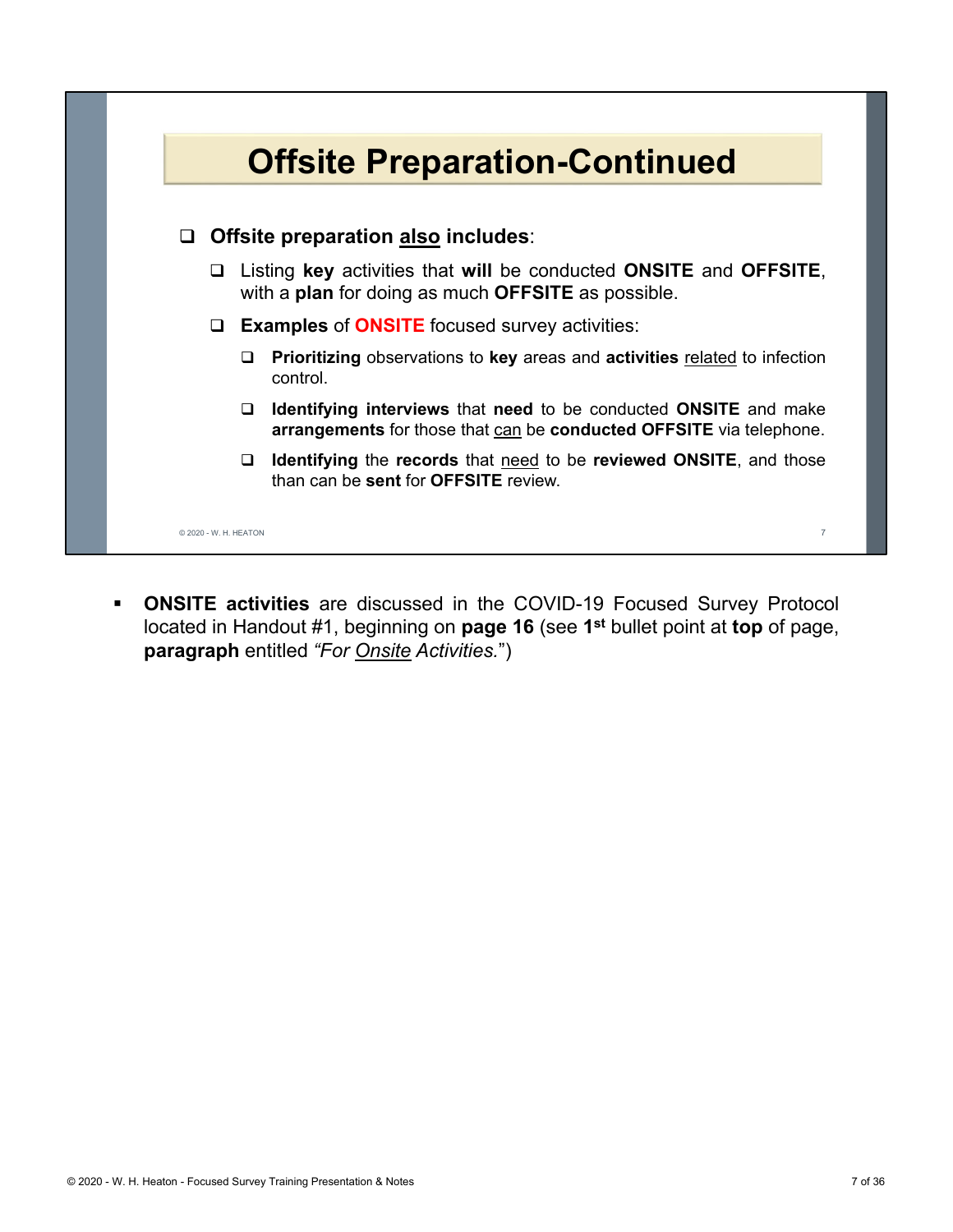## Offsite Preparation-Continued

- **Offsite preparation also includes**:
  - Listing **key** activities that **will** be conducted **ONSITE** and **OFFSITE**, with a **plan** for doing as much **OFFSITE** as possible.
  - **Examples** of **ONSITE** focused survey activities:
    - **Prioritizing** observations to **key** areas and **activities** related to infection control.
    - **Identifying interviews** that **need** to be conducted **ONSITE** and make **arrangements** for those that can be **conducted OFFSITE** via telephone.
    - **Identifying** the **records** that need to be **reviewed ONSITE**, and those than can be **sent** for **OFFSITE** review.

© 2020 - W. H. HEATON

- **ONSITE activities** are discussed in the COVID-19 Focused Survey Protocol located in Handout #1, beginning on **page 16** (see **1st** bullet point at **top** of page, **paragraph** entitled *"For Onsite Activities."*)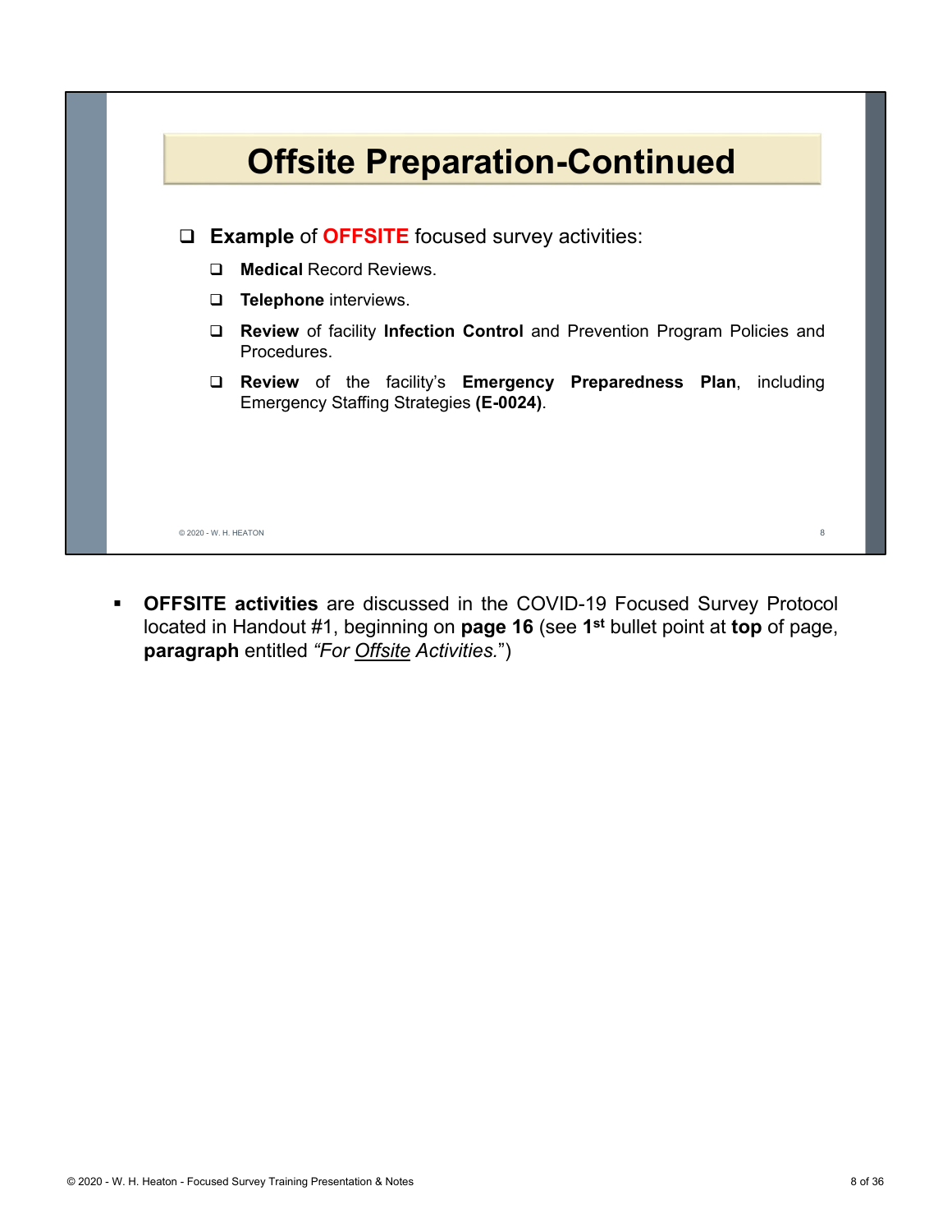## Offsite Preparation-Continued

- **Example** of **OFFSITE** focused survey activities:
  - **Medical** Record Reviews.
  - **Telephone** interviews.
  - **Review** of facility **Infection Control** and Prevention Program Policies and Procedures.
  - **Review** of the facility's **Emergency Preparedness Plan**, including Emergency Staffing Strategies **(E-0024)**.

- **OFFSITE activities** are discussed in the COVID-19 Focused Survey Protocol located in Handout #1, beginning on **page 16** (see **1st** bullet point at **top** of page, **paragraph** entitled *"For Offsite Activities."*)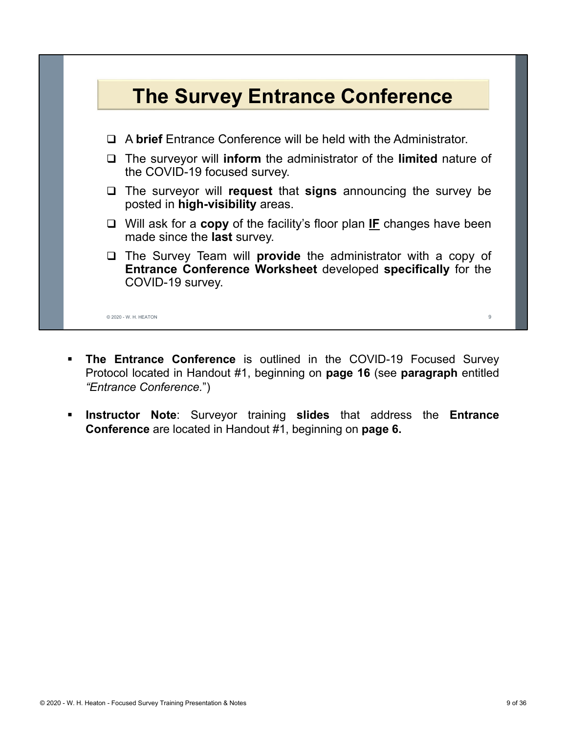## The Survey Entrance Conference

- A **brief** Entrance Conference will be held with the Administrator.
- The surveyor will **inform** the administrator of the **limited** nature of the COVID-19 focused survey.
- The surveyor will **request** that **signs** announcing the survey be posted in **high-visibility** areas.
- Will ask for a **copy** of the facility's floor plan **IF** changes have been made since the **last** survey.
- The Survey Team will **provide** the administrator with a copy of **Entrance Conference Worksheet** developed **specifically** for the COVID-19 survey.

© 2020 - W. H. HEATON

- **The Entrance Conference** is outlined in the COVID-19 Focused Survey Protocol located in Handout #1, beginning on **page 16** (see **paragraph** entitled *"Entrance Conference."*)
- **Instructor Note**: Surveyor training **slides** that address the **Entrance Conference** are located in Handout #1, beginning on **page 6.**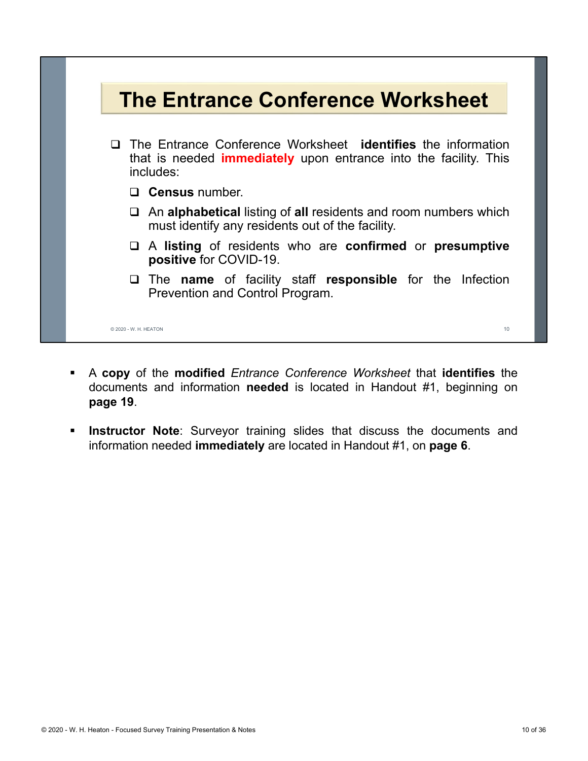## The Entrance Conference Worksheet

- The Entrance Conference Worksheet **identifies** the information that is needed **immediately** upon entrance into the facility. This includes:
  - **Census** number.
  - An **alphabetical** listing of **all** residents and room numbers which must identify any residents out of the facility.
  - A **listing** of residents who are **confirmed** or **presumptive positive** for COVID-19.
  - The **name** of facility staff **responsible** for the Infection Prevention and Control Program.

© 2020 - W. H. HEATON

- A **copy** of the **modified** *Entrance Conference Worksheet* that **identifies** the documents and information **needed** is located in Handout #1, beginning on **page 19**.
- **Instructor Note**: Surveyor training slides that discuss the documents and information needed **immediately** are located in Handout #1, on **page 6**.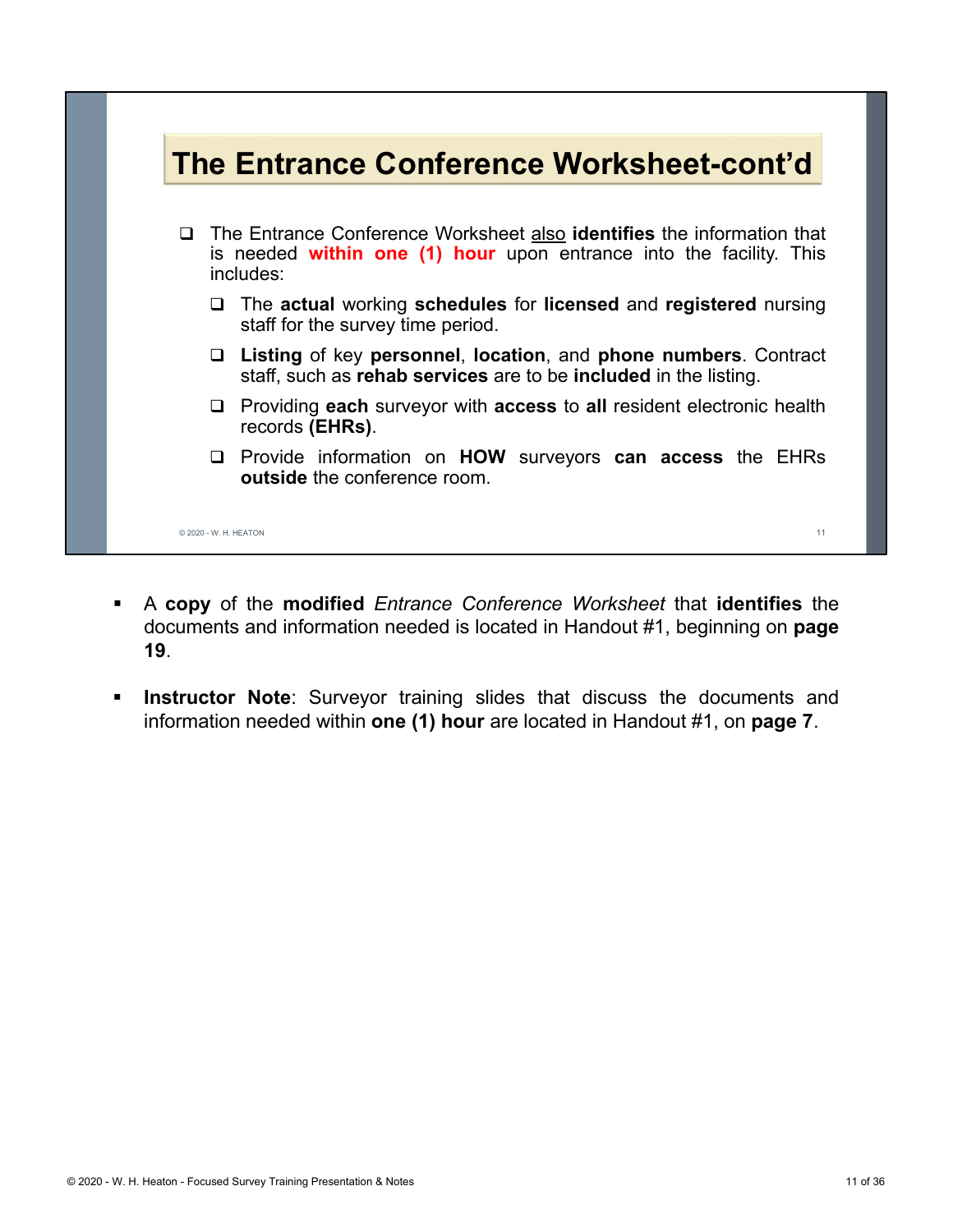## The Entrance Conference Worksheet-cont'd

- The Entrance Conference Worksheet also **identifies** the information that is needed **within one (1) hour** upon entrance into the facility. This includes:
  - The **actual** working **schedules** for **licensed** and **registered** nursing staff for the survey time period.
  - **Listing** of key **personnel**, **location**, and **phone numbers**. Contract staff, such as **rehab services** are to be **included** in the listing.
  - Providing **each** surveyor with **access** to **all** resident electronic health records **(EHRs)**.
  - Provide information on **HOW** surveyors **can access** the EHRs **outside** the conference room.

© 2020 - W. H. HEATON

- A **copy** of the **modified** *Entrance Conference Worksheet* that **identifies** the documents and information needed is located in Handout #1, beginning on **page 19**.
- **Instructor Note**: Surveyor training slides that discuss the documents and information needed within **one (1) hour** are located in Handout #1, on **page 7**.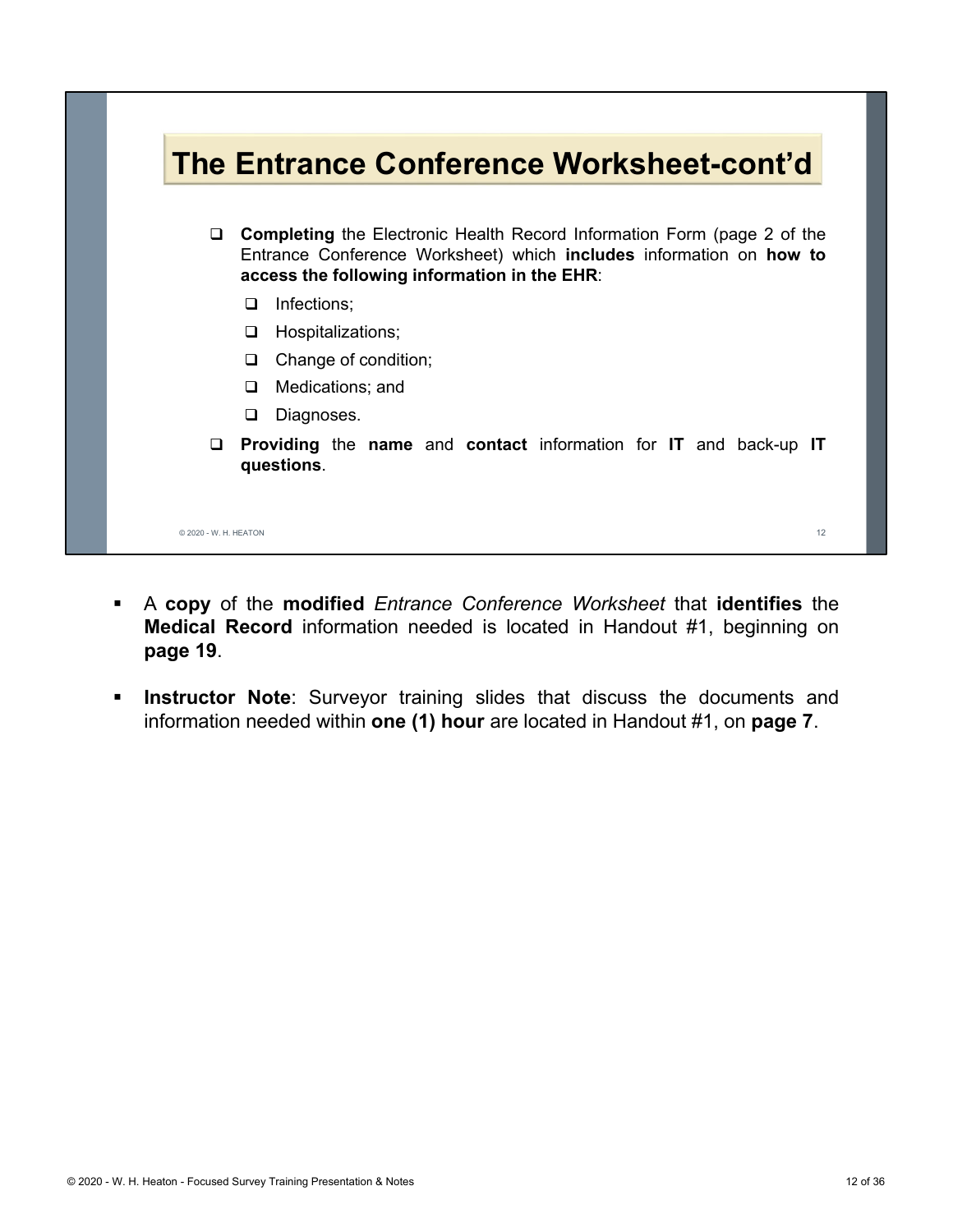## The Entrance Conference Worksheet-cont'd

- **Completing** the Electronic Health Record Information Form (page 2 of the Entrance Conference Worksheet) which **includes** information on **how to access the following information in the EHR**:
  - Infections;
  - Hospitalizations;
  - Change of condition;
  - Medications; and
  - Diagnoses.
- **Providing** the **name** and **contact** information for **IT** and back-up **IT questions**.

© 2020 - W. H. HEATON

- A **copy** of the **modified** *Entrance Conference Worksheet* that **identifies** the **Medical Record** information needed is located in Handout #1, beginning on **page 19**.
- **Instructor Note**: Surveyor training slides that discuss the documents and information needed within **one (1) hour** are located in Handout #1, on **page 7**.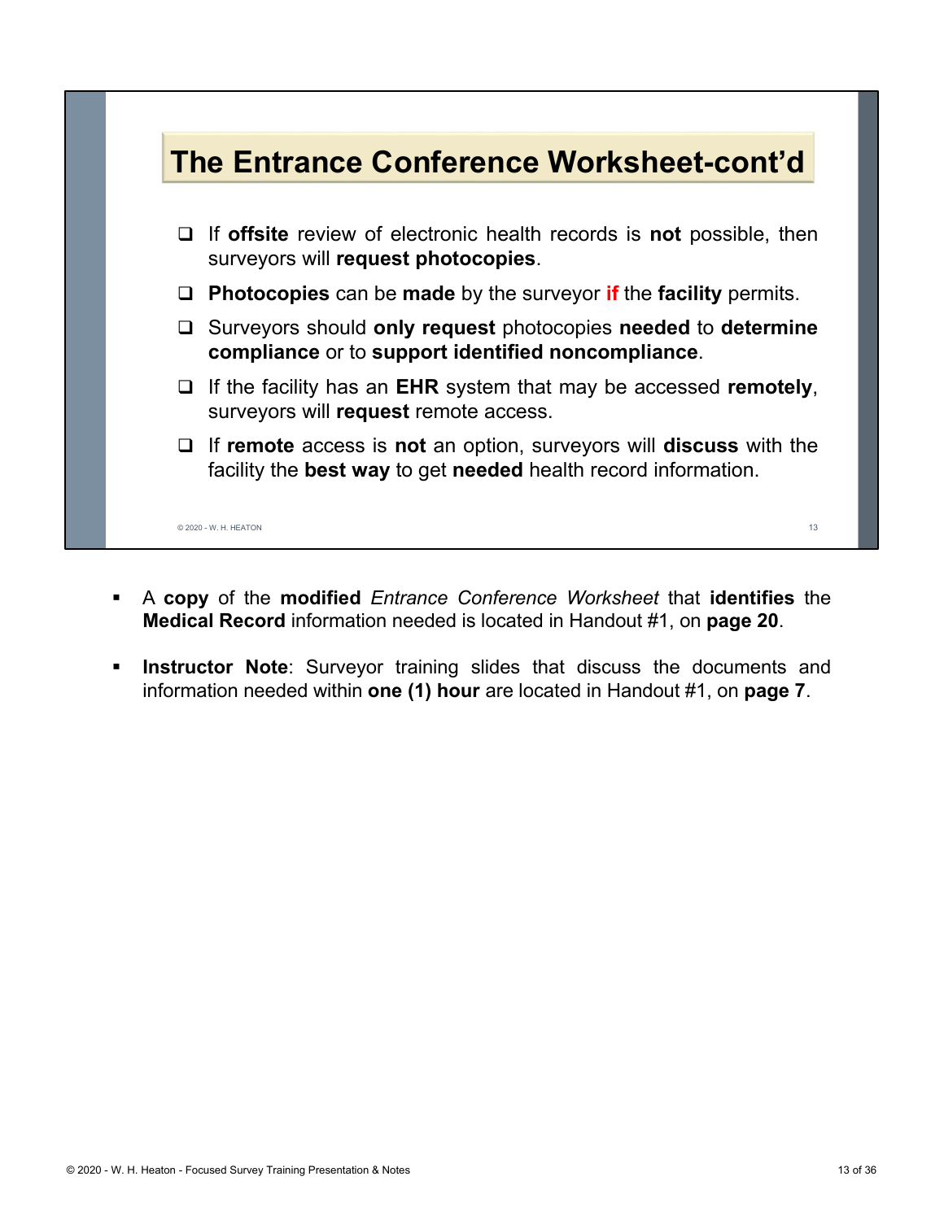## The Entrance Conference Worksheet-cont'd

- If **offsite** review of electronic health records is **not** possible, then surveyors will **request photocopies**.
- **Photocopies** can be **made** by the surveyor **if** the **facility** permits.
- Surveyors should **only request** photocopies **needed** to **determine compliance** or to **support identified noncompliance**.
- If the facility has an **EHR** system that may be accessed **remotely**, surveyors will **request** remote access.
- If **remote** access is **not** an option, surveyors will **discuss** with the facility the **best way** to get **needed** health record information.

© 2020 - W. H. HEATON

- A **copy** of the **modified** *Entrance Conference Worksheet* that **identifies** the **Medical Record** information needed is located in Handout #1, on **page 20**.
- **Instructor Note**: Surveyor training slides that discuss the documents and information needed within **one (1) hour** are located in Handout #1, on **page 7**.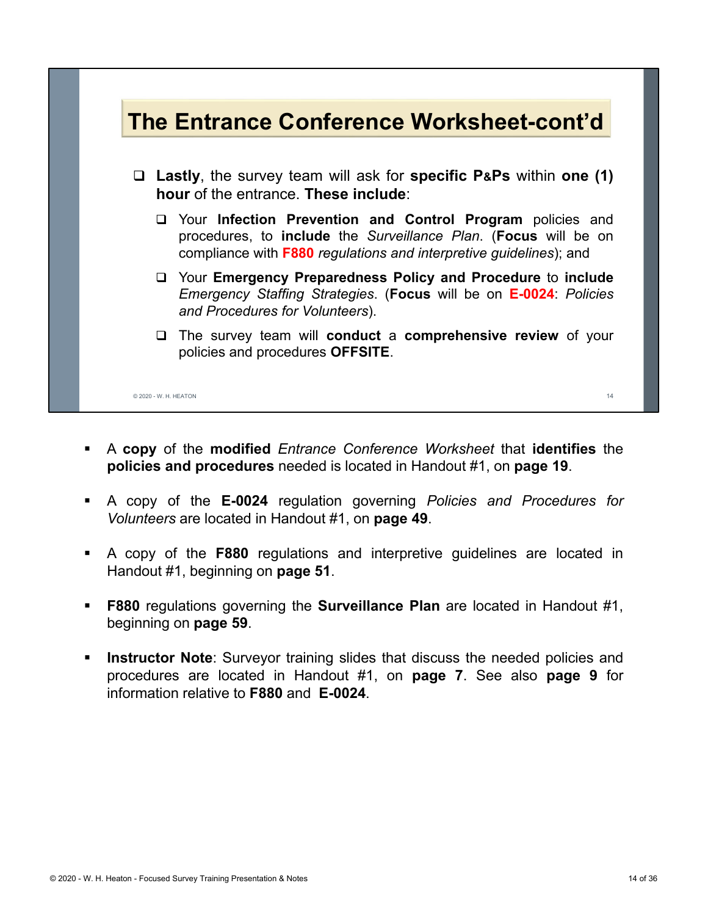## The Entrance Conference Worksheet-cont'd

- **Lastly**, the survey team will ask for **specific P&Ps** within **one (1) hour** of the entrance. **These include**:
  - Your **Infection Prevention and Control Program** policies and procedures, to **include** the *Surveillance Plan*. (**Focus** will be on compliance with **F880** *regulations and interpretive guidelines*); and
  - Your **Emergency Preparedness Policy and Procedure** to **include** *Emergency Staffing Strategies*. (**Focus** will be on **E-0024**: *Policies and Procedures for Volunteers*).
  - The survey team will **conduct** a **comprehensive review** of your policies and procedures **OFFSITE**.

© 2020 - W. H. HEATON

- A **copy** of the **modified** *Entrance Conference Worksheet* that **identifies** the **policies and procedures** needed is located in Handout #1, on **page 19**.
- A copy of the **E-0024** regulation governing *Policies and Procedures for Volunteers* are located in Handout #1, on **page 49**.
- A copy of the **F880** regulations and interpretive guidelines are located in Handout #1, beginning on **page 51**.
- **F880** regulations governing the **Surveillance Plan** are located in Handout #1, beginning on **page 59**.
- **Instructor Note**: Surveyor training slides that discuss the needed policies and procedures are located in Handout #1, on **page 7**. See also **page 9** for information relative to **F880** and **E-0024**.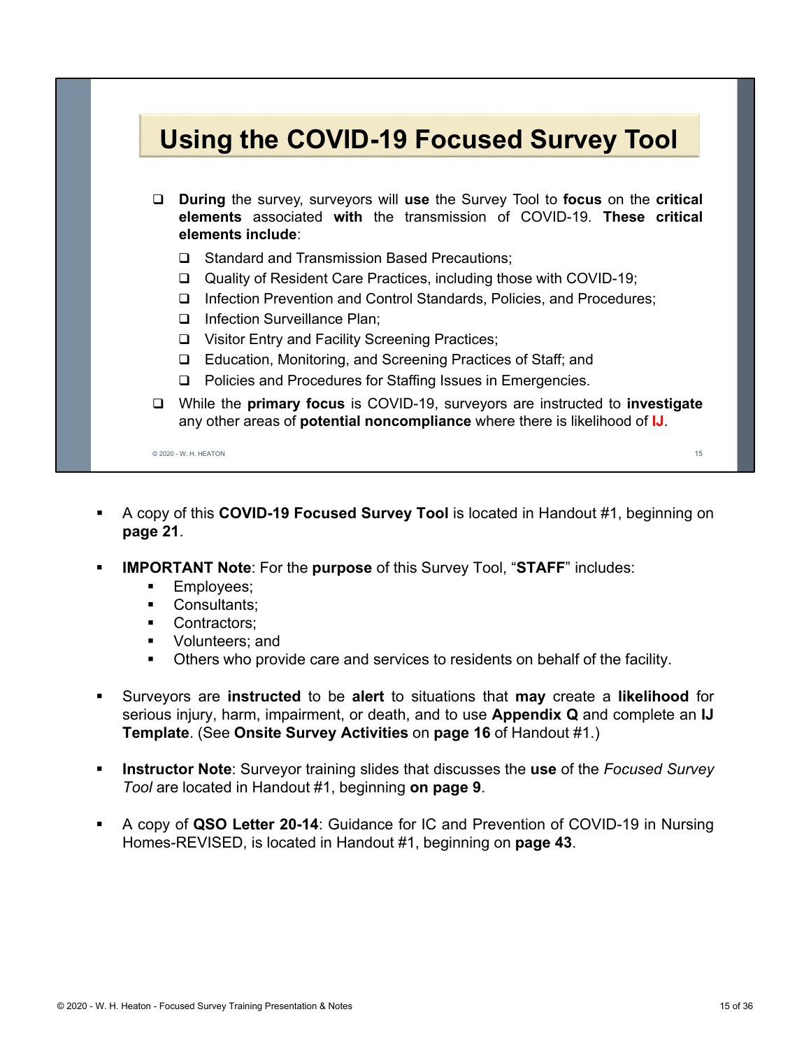## Using the COVID-19 Focused Survey Tool

- **During** the survey, surveyors will **use** the Survey Tool to **focus** on the **critical elements** associated **with** the transmission of COVID-19. **These critical elements include**:
  - Standard and Transmission Based Precautions;
  - Quality of Resident Care Practices, including those with COVID-19;
  - Infection Prevention and Control Standards, Policies, and Procedures;
  - Infection Surveillance Plan;
  - Visitor Entry and Facility Screening Practices;
  - Education, Monitoring, and Screening Practices of Staff; and
  - Policies and Procedures for Staffing Issues in Emergencies.
- While the **primary focus** is COVID-19, surveyors are instructed to **investigate** any other areas of **potential noncompliance** where there is likelihood of **IJ**.

© 2020 - W. H. HEATON

- A copy of this **COVID-19 Focused Survey Tool** is located in Handout #1, beginning on **page 21**.
- **IMPORTANT Note**: For the **purpose** of this Survey Tool, "**STAFF**" includes:
  - Employees;
  - Consultants;
  - Contractors;
  - Volunteers; and
  - Others who provide care and services to residents on behalf of the facility.
- Surveyors are **instructed** to be **alert** to situations that **may** create a **likelihood** for serious injury, harm, impairment, or death, and to use **Appendix Q** and complete an **IJ Template**. (See **Onsite Survey Activities** on **page 16** of Handout #1.)
- **Instructor Note**: Surveyor training slides that discusses the **use** of the *Focused Survey Tool* are located in Handout #1, beginning **on page 9**.
- A copy of **QSO Letter 20-14**: Guidance for IC and Prevention of COVID-19 in Nursing Homes-REVISED, is located in Handout #1, beginning on **page 43**.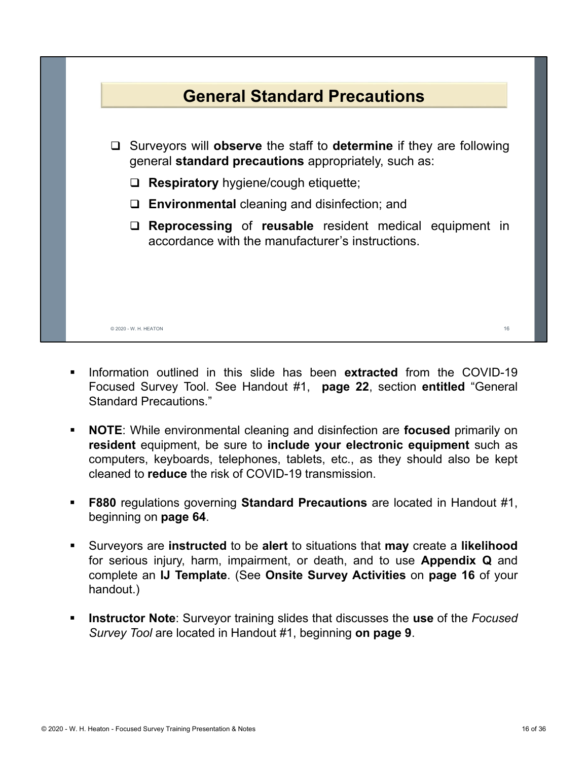## General Standard Precautions

- Surveyors will **observe** the staff to **determine** if they are following general **standard precautions** appropriately, such as:
  - **Respiratory** hygiene/cough etiquette;
  - **Environmental** cleaning and disinfection; and
  - **Reprocessing** of **reusable** resident medical equipment in accordance with the manufacturer's instructions.

© 2020 - W. H. HEATON

- Information outlined in this slide has been **extracted** from the COVID-19 Focused Survey Tool. See Handout #1, **page 22**, section **entitled** "General Standard Precautions."
- **NOTE**: While environmental cleaning and disinfection are **focused** primarily on **resident** equipment, be sure to **include your electronic equipment** such as computers, keyboards, telephones, tablets, etc., as they should also be kept cleaned to **reduce** the risk of COVID-19 transmission.
- **F880** regulations governing **Standard Precautions** are located in Handout #1, beginning on **page 64**.
- Surveyors are **instructed** to be **alert** to situations that **may** create a **likelihood** for serious injury, harm, impairment, or death, and to use **Appendix Q** and complete an **IJ Template**. (See **Onsite Survey Activities** on **page 16** of your handout.)
- **Instructor Note**: Surveyor training slides that discusses the **use** of the *Focused Survey Tool* are located in Handout #1, beginning **on page 9**.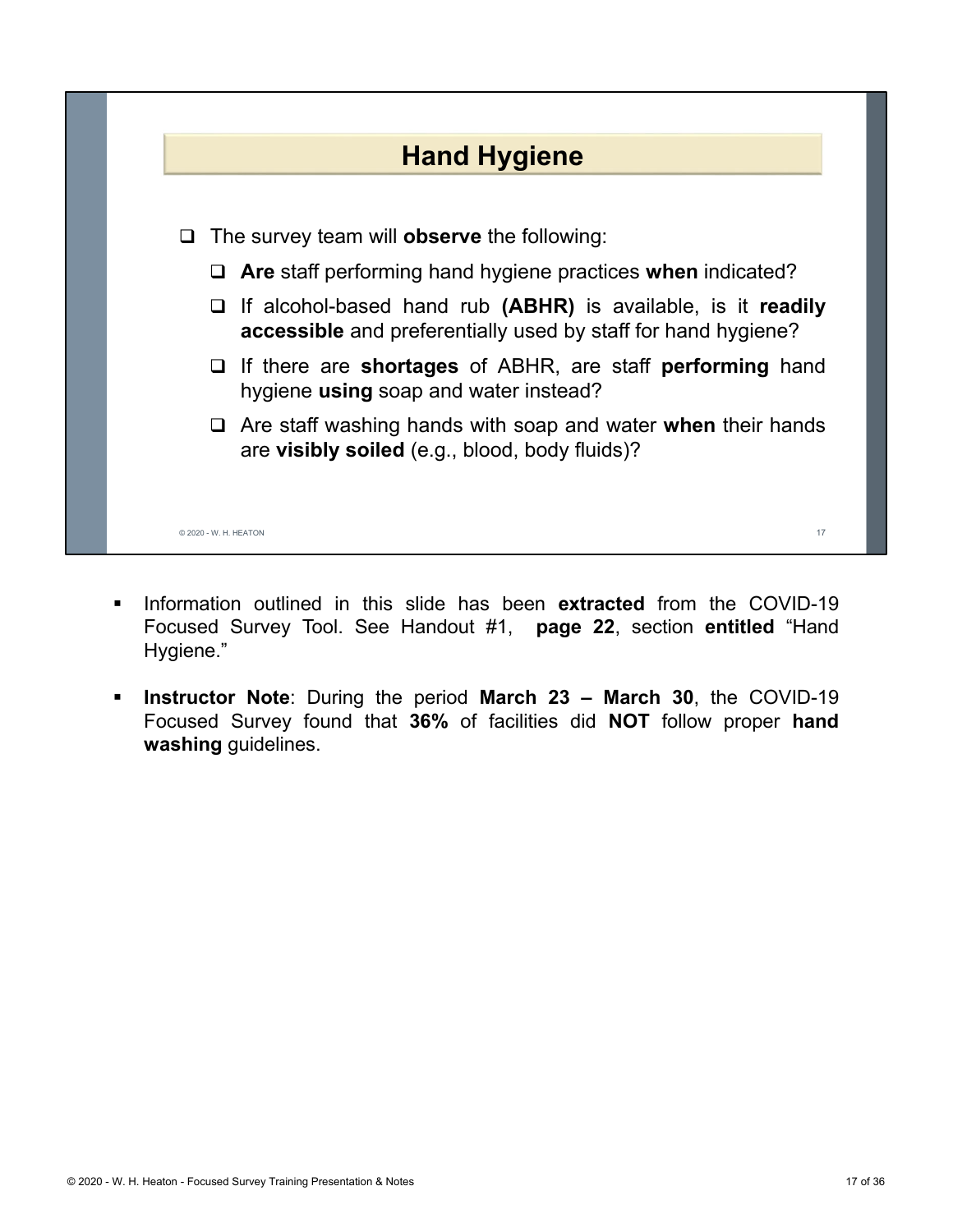## Hand Hygiene

- The survey team will **observe** the following:
  - **Are** staff performing hand hygiene practices **when** indicated?
  - If alcohol-based hand rub **(ABHR)** is available, is it **readily accessible** and preferentially used by staff for hand hygiene?
  - If there are **shortages** of ABHR, are staff **performing** hand hygiene **using** soap and water instead?
  - Are staff washing hands with soap and water **when** their hands are **visibly soiled** (e.g., blood, body fluids)?

© 2020 - W. H. HEATON

- Information outlined in this slide has been **extracted** from the COVID-19 Focused Survey Tool. See Handout #1, **page 22**, section **entitled** "Hand Hygiene."
- **Instructor Note**: During the period **March 23 – March 30**, the COVID-19 Focused Survey found that **36%** of facilities did **NOT** follow proper **hand washing** guidelines.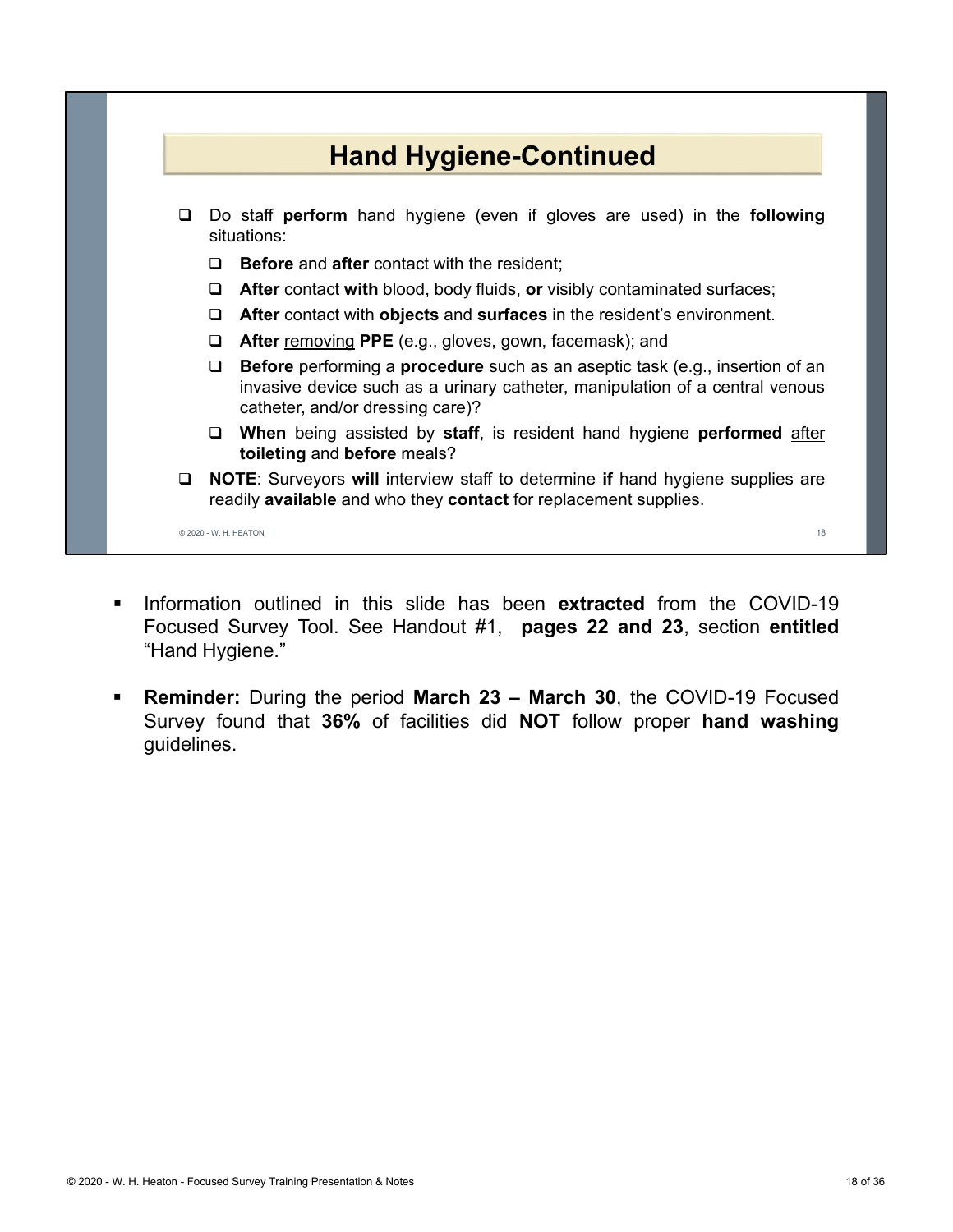## Hand Hygiene-Continued

- Do staff **perform** hand hygiene (even if gloves are used) in the **following** situations:
  - **Before** and **after** contact with the resident;
  - **After** contact **with** blood, body fluids, **or** visibly contaminated surfaces;
  - **After** contact with **objects** and **surfaces** in the resident's environment.
  - **After** removing **PPE** (e.g., gloves, gown, facemask); and
  - **Before** performing a **procedure** such as an aseptic task (e.g., insertion of an invasive device such as a urinary catheter, manipulation of a central venous catheter, and/or dressing care)?
  - **When** being assisted by **staff**, is resident hand hygiene **performed** after **toileting** and **before** meals?
- **NOTE**: Surveyors **will** interview staff to determine **if** hand hygiene supplies are readily **available** and who they **contact** for replacement supplies.

© 2020 - W. H. HEATON

- Information outlined in this slide has been **extracted** from the COVID-19 Focused Survey Tool. See Handout #1, **pages 22 and 23**, section **entitled** "Hand Hygiene."
- **Reminder:** During the period **March 23 – March 30**, the COVID-19 Focused Survey found that **36%** of facilities did **NOT** follow proper **hand washing** guidelines.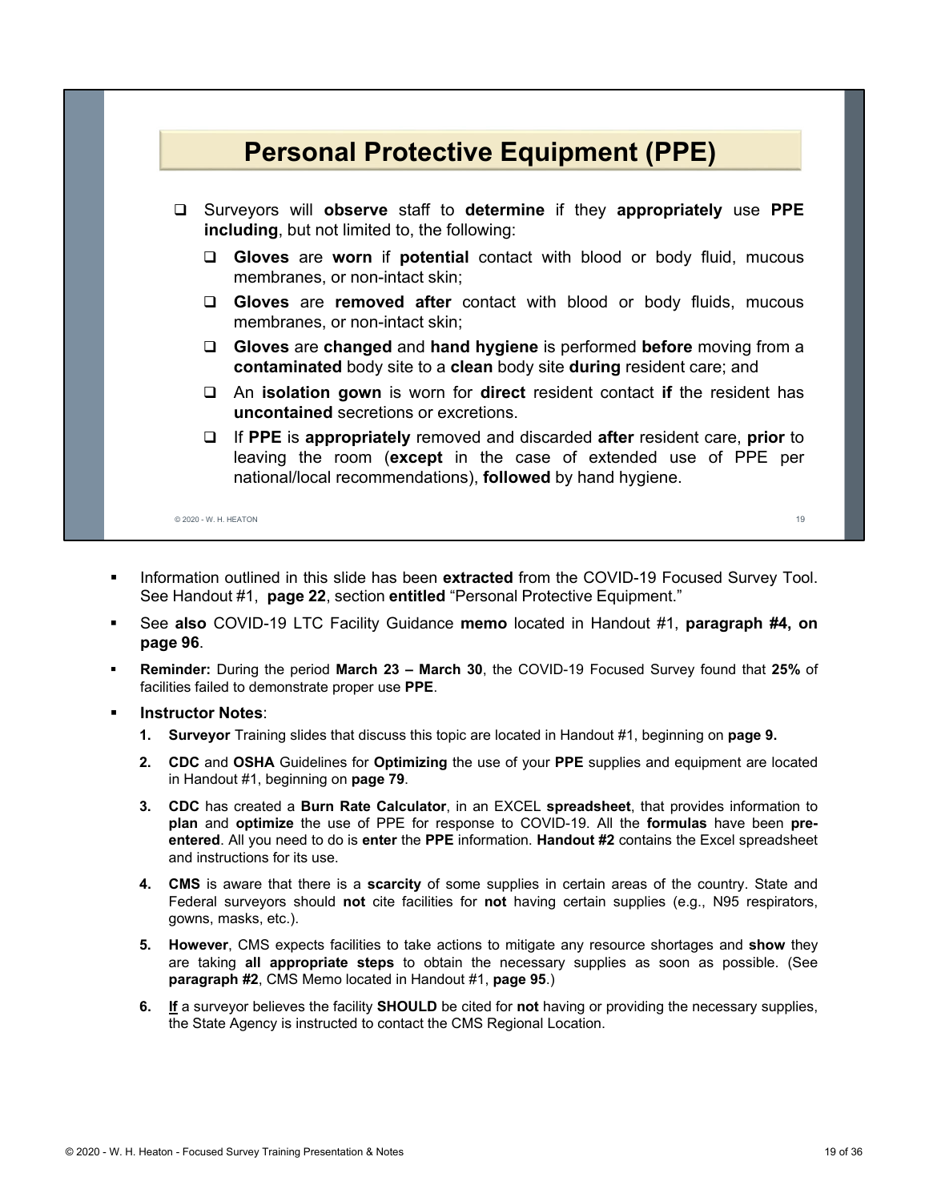## Personal Protective Equipment (PPE)

- Surveyors will **observe** staff to **determine** if they **appropriately** use **PPE including**, but not limited to, the following:
  - **Gloves** are **worn** if **potential** contact with blood or body fluid, mucous membranes, or non-intact skin;
  - **Gloves** are **removed after** contact with blood or body fluids, mucous membranes, or non-intact skin;
  - **Gloves** are **changed** and **hand hygiene** is performed **before** moving from a **contaminated** body site to a **clean** body site **during** resident care; and
  - An **isolation gown** is worn for **direct** resident contact **if** the resident has **uncontained** secretions or excretions.
  - If **PPE** is **appropriately** removed and discarded **after** resident care, **prior** to leaving the room (**except** in the case of extended use of PPE per national/local recommendations), **followed** by hand hygiene.

© 2020 - W. H. HEATON

- Information outlined in this slide has been **extracted** from the COVID-19 Focused Survey Tool. See Handout #1, **page 22**, section **entitled** "Personal Protective Equipment."
- See **also** COVID-19 LTC Facility Guidance **memo** located in Handout #1, **paragraph #4, on page 96**.
- **Reminder:** During the period **March 23 – March 30**, the COVID-19 Focused Survey found that **25%** of facilities failed to demonstrate proper use **PPE**.
- **Instructor Notes**:
  1. **Surveyor** Training slides that discuss this topic are located in Handout #1, beginning on **page 9.**
  2. **CDC** and **OSHA** Guidelines for **Optimizing** the use of your **PPE** supplies and equipment are located in Handout #1, beginning on **page 79**.
  3. **CDC** has created a **Burn Rate Calculator**, in an EXCEL **spreadsheet**, that provides information to **plan** and **optimize** the use of PPE for response to COVID-19. All the **formulas** have been **pre-entered**. All you need to do is **enter** the **PPE** information. **Handout #2** contains the Excel spreadsheet and instructions for its use.
  4. **CMS** is aware that there is a **scarcity** of some supplies in certain areas of the country. State and Federal surveyors should **not** cite facilities for **not** having certain supplies (e.g., N95 respirators, gowns, masks, etc.).
  5. **However**, CMS expects facilities to take actions to mitigate any resource shortages and **show** they are taking **all appropriate steps** to obtain the necessary supplies as soon as possible. (See **paragraph #2**, CMS Memo located in Handout #1, **page 95**.)
  6. **If** a surveyor believes the facility **SHOULD** be cited for **not** having or providing the necessary supplies, the State Agency is instructed to contact the CMS Regional Location.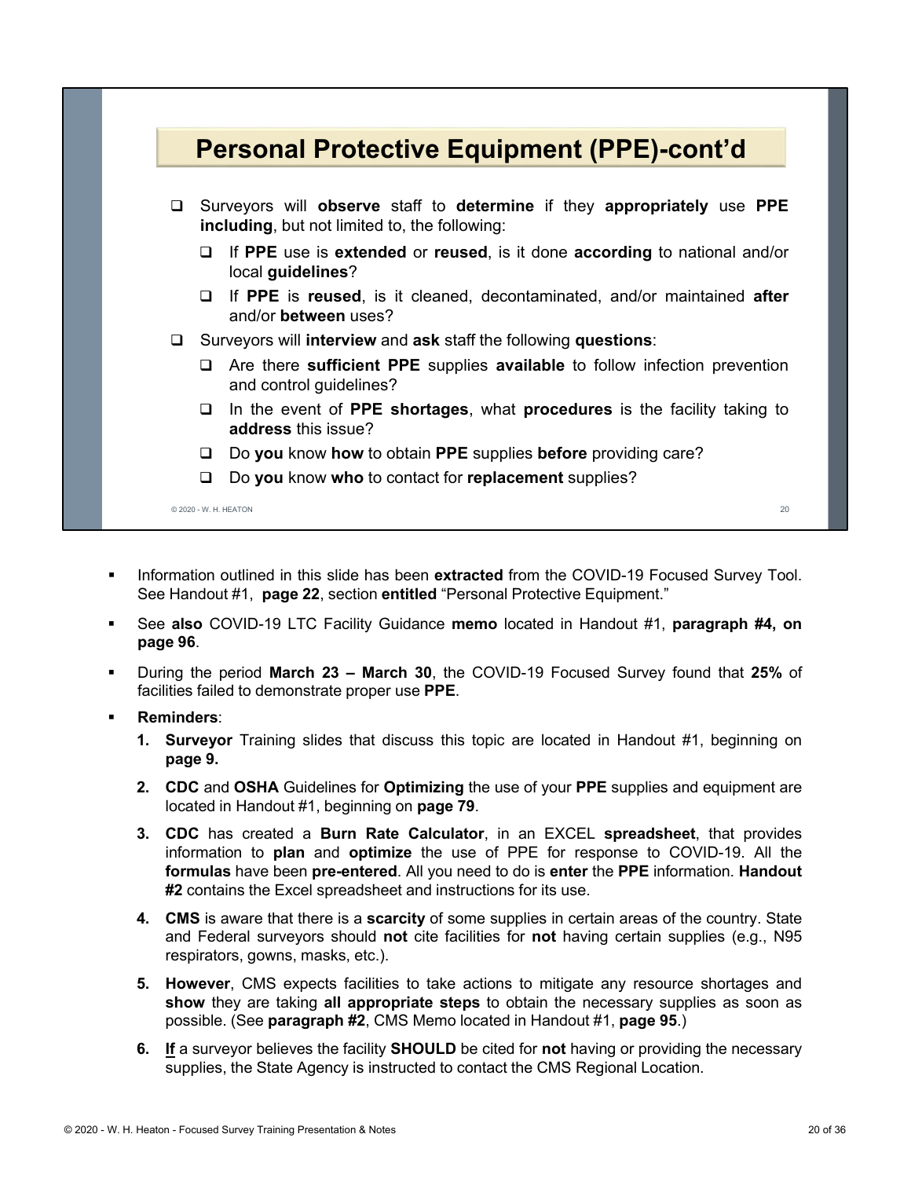## Personal Protective Equipment (PPE)-cont'd

- Surveyors will **observe** staff to **determine** if they **appropriately** use **PPE including**, but not limited to, the following:
  - If **PPE** use is **extended** or **reused**, is it done **according** to national and/or local **guidelines**?
  - If **PPE** is **reused**, is it cleaned, decontaminated, and/or maintained **after** and/or **between** uses?
- Surveyors will **interview** and **ask** staff the following **questions**:
  - Are there **sufficient PPE** supplies **available** to follow infection prevention and control guidelines?
  - In the event of **PPE shortages**, what **procedures** is the facility taking to **address** this issue?
  - Do **you** know **how** to obtain **PPE** supplies **before** providing care?
  - Do **you** know **who** to contact for **replacement** supplies?

© 2020 - W. H. HEATON

- Information outlined in this slide has been **extracted** from the COVID-19 Focused Survey Tool. See Handout #1, **page 22**, section **entitled** "Personal Protective Equipment."
- See **also** COVID-19 LTC Facility Guidance **memo** located in Handout #1, **paragraph #4, on page 96**.
- During the period **March 23 – March 30**, the COVID-19 Focused Survey found that **25%** of facilities failed to demonstrate proper use **PPE**.
- **Reminders**:
  1. **Surveyor** Training slides that discuss this topic are located in Handout #1, beginning on **page 9.**
  2. **CDC** and **OSHA** Guidelines for **Optimizing** the use of your **PPE** supplies and equipment are located in Handout #1, beginning on **page 79**.
  3. **CDC** has created a **Burn Rate Calculator**, in an EXCEL **spreadsheet**, that provides information to **plan** and **optimize** the use of PPE for response to COVID-19. All the **formulas** have been **pre-entered**. All you need to do is **enter** the **PPE** information. **Handout #2** contains the Excel spreadsheet and instructions for its use.
  4. **CMS** is aware that there is a **scarcity** of some supplies in certain areas of the country. State and Federal surveyors should **not** cite facilities for **not** having certain supplies (e.g., N95 respirators, gowns, masks, etc.).
  5. **However**, CMS expects facilities to take actions to mitigate any resource shortages and **show** they are taking **all appropriate steps** to obtain the necessary supplies as soon as possible. (See **paragraph #2**, CMS Memo located in Handout #1, **page 95**.)
  6. **If** a surveyor believes the facility **SHOULD** be cited for **not** having or providing the necessary supplies, the State Agency is instructed to contact the CMS Regional Location.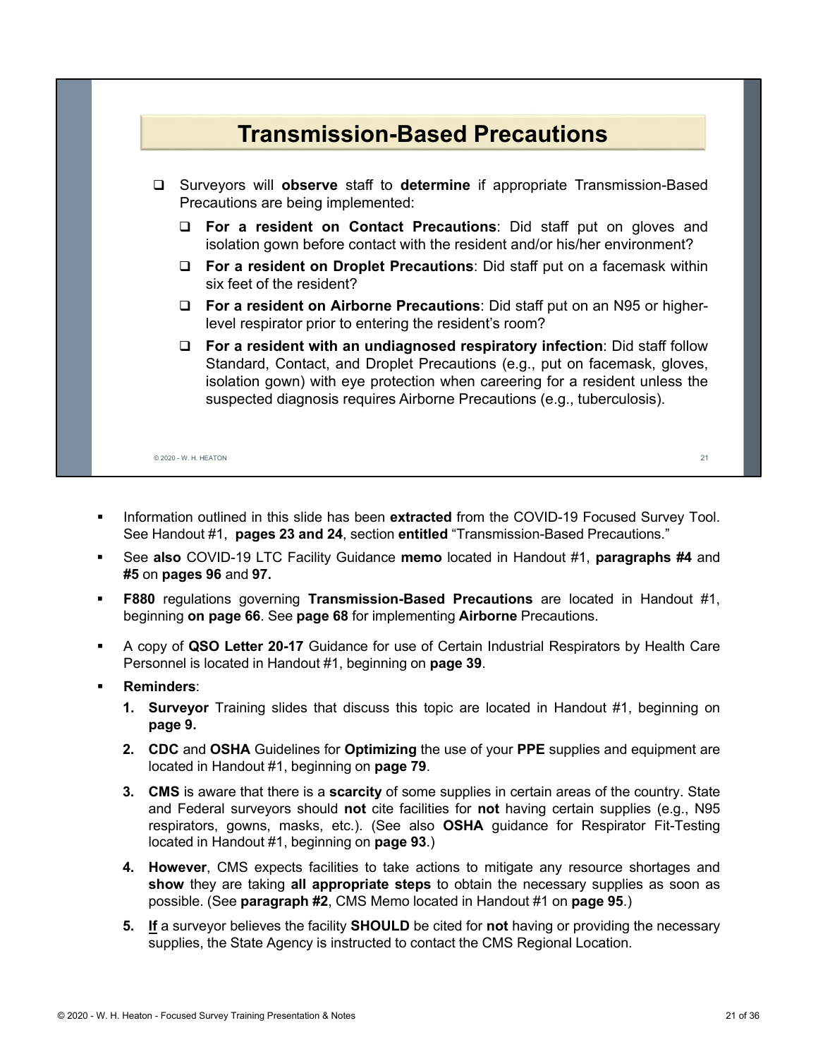## Transmission-Based Precautions

- Surveyors will **observe** staff to **determine** if appropriate Transmission-Based Precautions are being implemented:
  - **For a resident on Contact Precautions**: Did staff put on gloves and isolation gown before contact with the resident and/or his/her environment?
  - **For a resident on Droplet Precautions**: Did staff put on a facemask within six feet of the resident?
  - **For a resident on Airborne Precautions**: Did staff put on an N95 or higher-level respirator prior to entering the resident's room?
  - **For a resident with an undiagnosed respiratory infection**: Did staff follow Standard, Contact, and Droplet Precautions (e.g., put on facemask, gloves, isolation gown) with eye protection when careering for a resident unless the suspected diagnosis requires Airborne Precautions (e.g., tuberculosis).

- Information outlined in this slide has been **extracted** from the COVID-19 Focused Survey Tool. See Handout #1, **pages 23 and 24**, section **entitled** "Transmission-Based Precautions."
- See **also** COVID-19 LTC Facility Guidance **memo** located in Handout #1, **paragraphs #4** and **#5** on **pages 96** and **97.**
- **F880** regulations governing **Transmission-Based Precautions** are located in Handout #1, beginning **on page 66**. See **page 68** for implementing **Airborne** Precautions.
- A copy of **QSO Letter 20-17** Guidance for use of Certain Industrial Respirators by Health Care Personnel is located in Handout #1, beginning on **page 39**.
- **Reminders**:
  1. **Surveyor** Training slides that discuss this topic are located in Handout #1, beginning on **page 9.**
  2. **CDC** and **OSHA** Guidelines for **Optimizing** the use of your **PPE** supplies and equipment are located in Handout #1, beginning on **page 79**.
  3. **CMS** is aware that there is a **scarcity** of some supplies in certain areas of the country. State and Federal surveyors should **not** cite facilities for **not** having certain supplies (e.g., N95 respirators, gowns, masks, etc.). (See also **OSHA** guidance for Respirator Fit-Testing located in Handout #1, beginning on **page 93**.)
  4. **However**, CMS expects facilities to take actions to mitigate any resource shortages and **show** they are taking **all appropriate steps** to obtain the necessary supplies as soon as possible. (See **paragraph #2**, CMS Memo located in Handout #1 on **page 95**.)
  5. **If** a surveyor believes the facility **SHOULD** be cited for **not** having or providing the necessary supplies, the State Agency is instructed to contact the CMS Regional Location.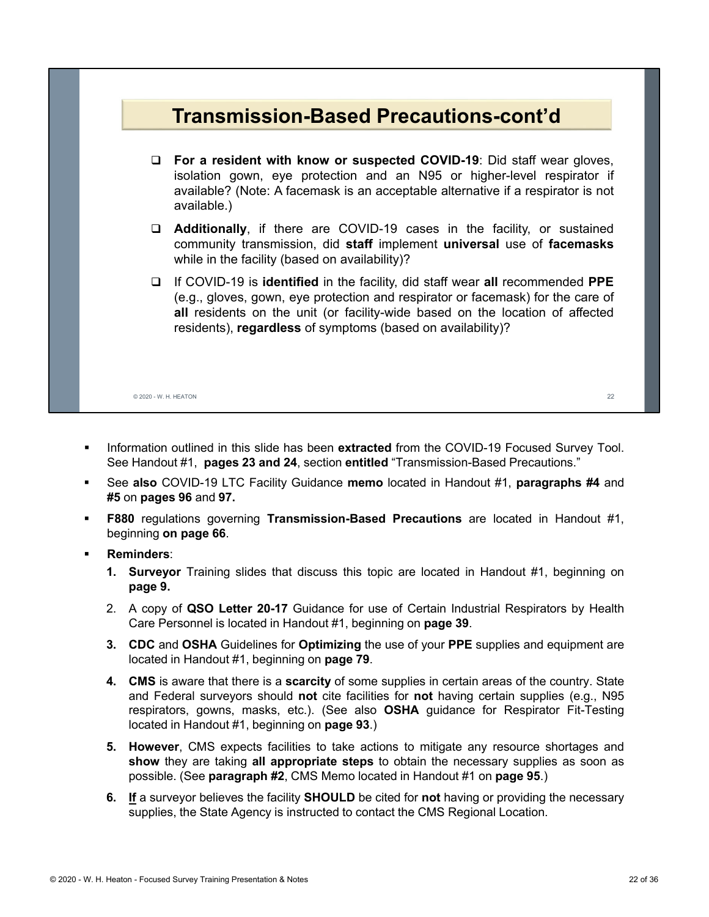## Transmission-Based Precautions-cont'd

- **For a resident with know or suspected COVID-19**: Did staff wear gloves, isolation gown, eye protection and an N95 or higher-level respirator if available? (Note: A facemask is an acceptable alternative if a respirator is not available.)
- **Additionally**, if there are COVID-19 cases in the facility, or sustained community transmission, did **staff** implement **universal** use of **facemasks** while in the facility (based on availability)?
- If COVID-19 is **identified** in the facility, did staff wear **all** recommended **PPE** (e.g., gloves, gown, eye protection and respirator or facemask) for the care of **all** residents on the unit (or facility-wide based on the location of affected residents), **regardless** of symptoms (based on availability)?

© 2020 - W. H. HEATON

- Information outlined in this slide has been **extracted** from the COVID-19 Focused Survey Tool. See Handout #1, **pages 23 and 24**, section **entitled** "Transmission-Based Precautions."
- See **also** COVID-19 LTC Facility Guidance **memo** located in Handout #1, **paragraphs #4** and **#5** on **pages 96** and **97.**
- **F880** regulations governing **Transmission-Based Precautions** are located in Handout #1, beginning **on page 66**.
- **Reminders**:
  1. **Surveyor** Training slides that discuss this topic are located in Handout #1, beginning on **page 9.**
  2. A copy of **QSO Letter 20-17** Guidance for use of Certain Industrial Respirators by Health Care Personnel is located in Handout #1, beginning on **page 39**.
  3. **CDC** and **OSHA** Guidelines for **Optimizing** the use of your **PPE** supplies and equipment are located in Handout #1, beginning on **page 79**.
  4. **CMS** is aware that there is a **scarcity** of some supplies in certain areas of the country. State and Federal surveyors should **not** cite facilities for **not** having certain supplies (e.g., N95 respirators, gowns, masks, etc.). (See also **OSHA** guidance for Respirator Fit-Testing located in Handout #1, beginning on **page 93**.)
  5. **However**, CMS expects facilities to take actions to mitigate any resource shortages and **show** they are taking **all appropriate steps** to obtain the necessary supplies as soon as possible. (See **paragraph #2**, CMS Memo located in Handout #1 on **page 95**.)
  6. ***If*** a surveyor believes the facility **SHOULD** be cited for **not** having or providing the necessary supplies, the State Agency is instructed to contact the CMS Regional Location.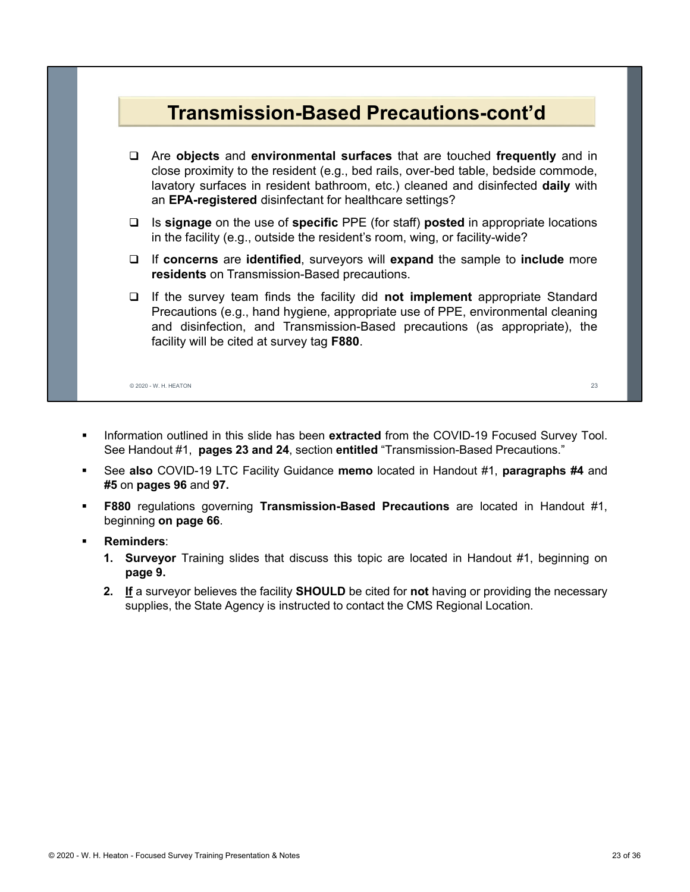## Transmission-Based Precautions-cont'd

- Are **objects** and **environmental surfaces** that are touched **frequently** and in close proximity to the resident (e.g., bed rails, over-bed table, bedside commode, lavatory surfaces in resident bathroom, etc.) cleaned and disinfected **daily** with an **EPA-registered** disinfectant for healthcare settings?
- Is **signage** on the use of **specific** PPE (for staff) **posted** in appropriate locations in the facility (e.g., outside the resident's room, wing, or facility-wide?
- If **concerns** are **identified**, surveyors will **expand** the sample to **include** more **residents** on Transmission-Based precautions.
- If the survey team finds the facility did **not implement** appropriate Standard Precautions (e.g., hand hygiene, appropriate use of PPE, environmental cleaning and disinfection, and Transmission-Based precautions (as appropriate), the facility will be cited at survey tag **F880**.

© 2020 - W. H. HEATON

- Information outlined in this slide has been **extracted** from the COVID-19 Focused Survey Tool. See Handout #1, **pages 23 and 24**, section **entitled** "Transmission-Based Precautions."
- See **also** COVID-19 LTC Facility Guidance **memo** located in Handout #1, **paragraphs #4** and **#5** on **pages 96** and **97.**
- **F880** regulations governing **Transmission-Based Precautions** are located in Handout #1, beginning **on page 66**.
- **Reminders**:
  1. **Surveyor** Training slides that discuss this topic are located in Handout #1, beginning on **page 9.**
  2. **If** a surveyor believes the facility **SHOULD** be cited for **not** having or providing the necessary supplies, the State Agency is instructed to contact the CMS Regional Location.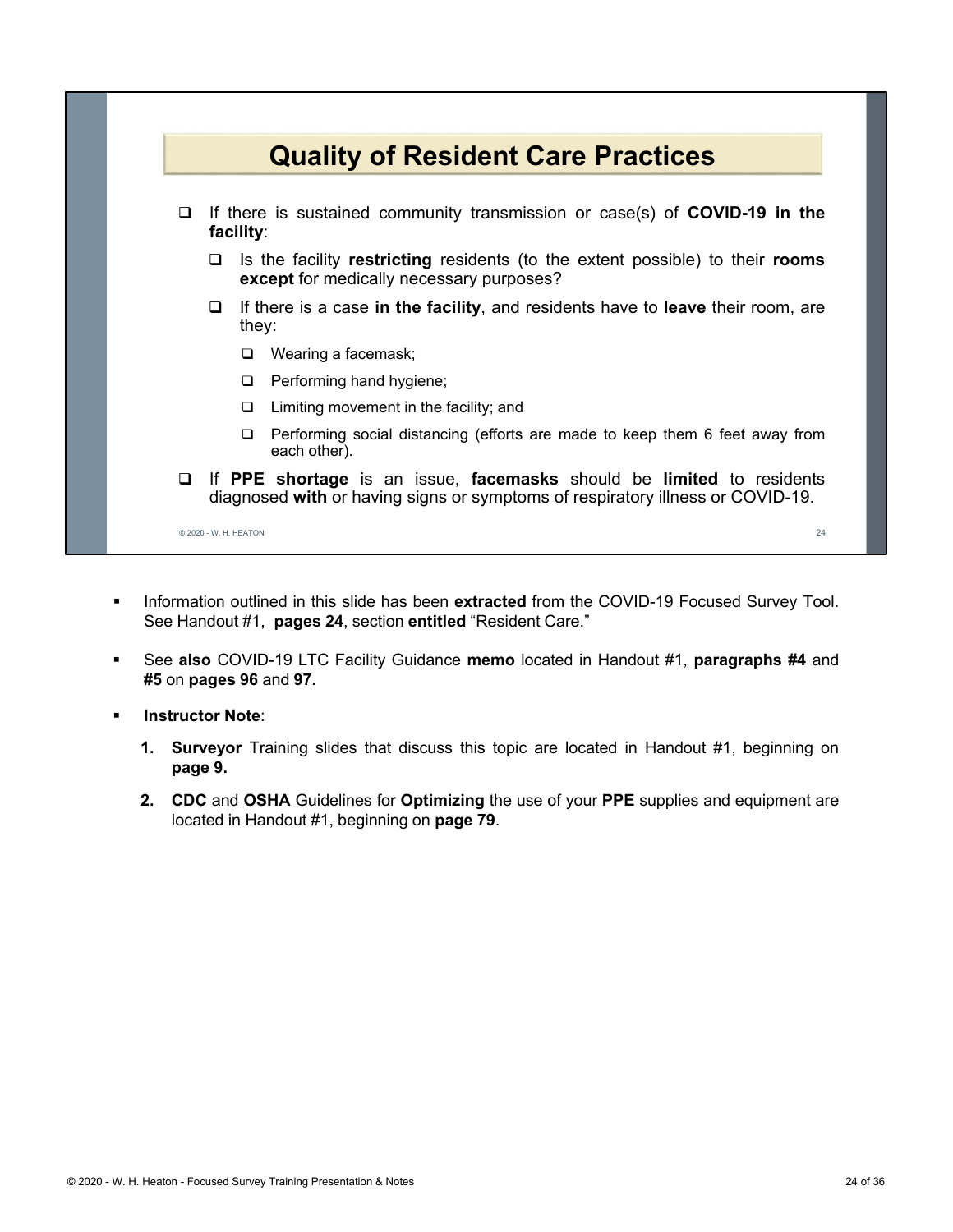## Quality of Resident Care Practices

- If there is sustained community transmission or case(s) of **COVID-19 in the facility**:
  - Is the facility **restricting** residents (to the extent possible) to their **rooms except** for medically necessary purposes?
  - If there is a case **in the facility**, and residents have to **leave** their room, are they:
    - Wearing a facemask;
    - Performing hand hygiene;
    - Limiting movement in the facility; and
    - Performing social distancing (efforts are made to keep them 6 feet away from each other).
- If **PPE shortage** is an issue, **facemasks** should be **limited** to residents diagnosed **with** or having signs or symptoms of respiratory illness or COVID-19.

© 2020 - W. H. HEATON

- Information outlined in this slide has been **extracted** from the COVID-19 Focused Survey Tool. See Handout #1, **pages 24**, section **entitled** "Resident Care."
- See **also** COVID-19 LTC Facility Guidance **memo** located in Handout #1, **paragraphs #4** and **#5** on **pages 96** and **97.**
- **Instructor Note**:
  1. **Surveyor** Training slides that discuss this topic are located in Handout #1, beginning on **page 9.**
  2. **CDC** and **OSHA** Guidelines for **Optimizing** the use of your **PPE** supplies and equipment are located in Handout #1, beginning on **page 79**.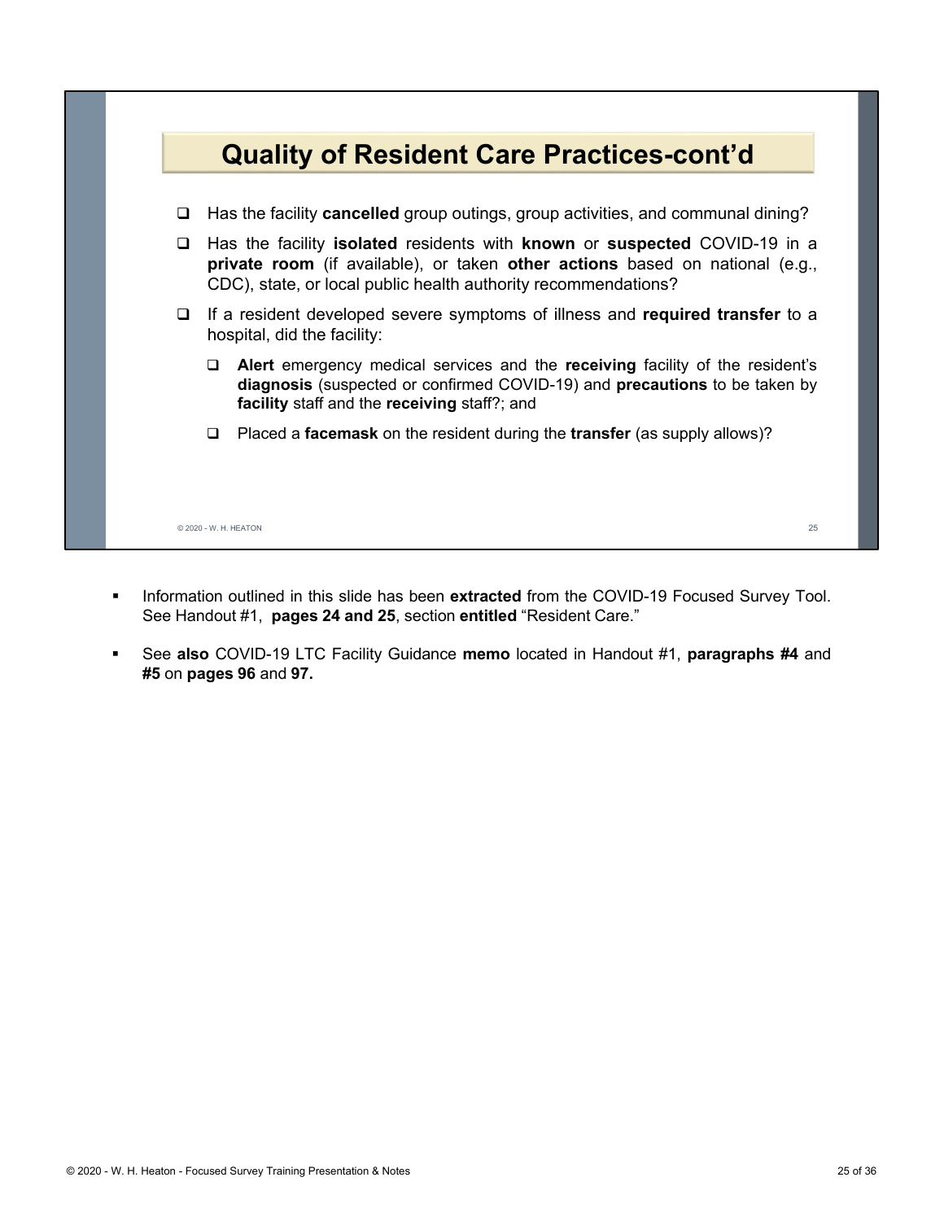## Quality of Resident Care Practices-cont'd

- Has the facility **cancelled** group outings, group activities, and communal dining?
- Has the facility **isolated** residents with **known** or **suspected** COVID-19 in a **private room** (if available), or taken **other actions** based on national (e.g., CDC), state, or local public health authority recommendations?
- If a resident developed severe symptoms of illness and **required transfer** to a hospital, did the facility:
  - **Alert** emergency medical services and the **receiving** facility of the resident's **diagnosis** (suspected or confirmed COVID-19) and **precautions** to be taken by **facility** staff and the **receiving** staff?; and
  - Placed a **facemask** on the resident during the **transfer** (as supply allows)?

© 2020 - W. H. HEATON

- Information outlined in this slide has been **extracted** from the COVID-19 Focused Survey Tool. See Handout #1, **pages 24 and 25**, section **entitled** "Resident Care."
- See **also** COVID-19 LTC Facility Guidance **memo** located in Handout #1, **paragraphs #4** and **#5** on **pages 96** and **97.**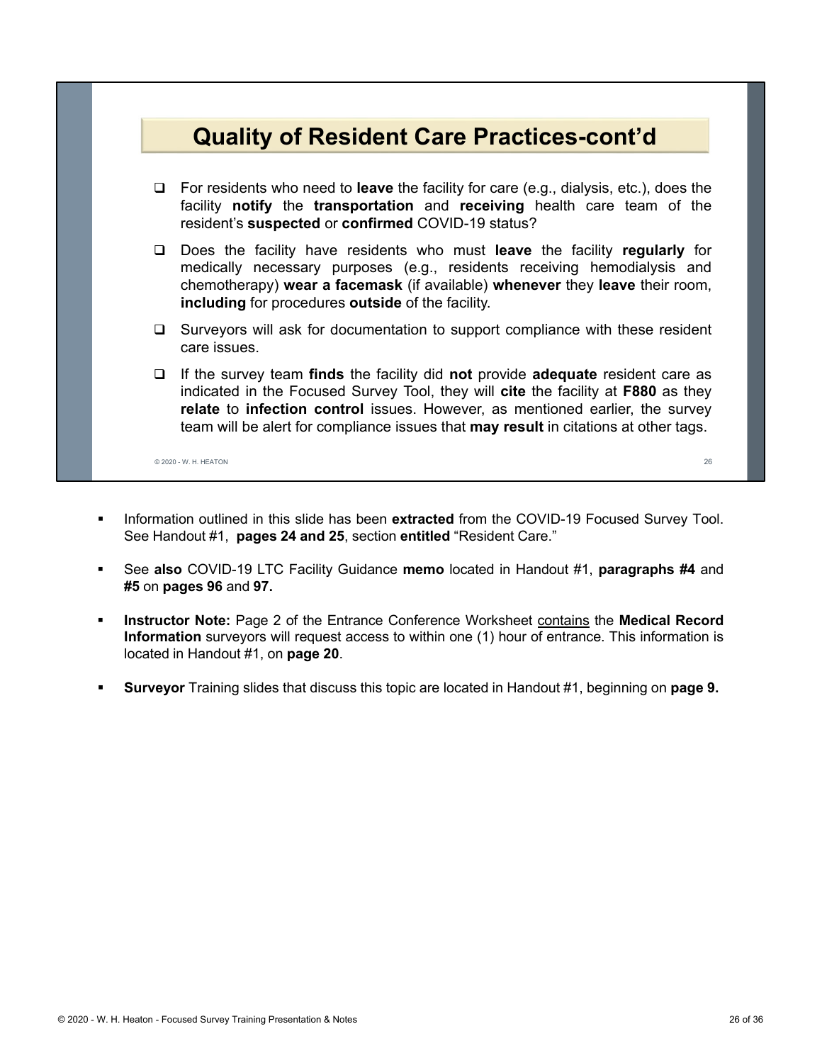## Quality of Resident Care Practices-cont'd

- For residents who need to **leave** the facility for care (e.g., dialysis, etc.), does the facility **notify** the **transportation** and **receiving** health care team of the resident's **suspected** or **confirmed** COVID-19 status?
- Does the facility have residents who must **leave** the facility **regularly** for medically necessary purposes (e.g., residents receiving hemodialysis and chemotherapy) **wear a facemask** (if available) **whenever** they **leave** their room, **including** for procedures **outside** of the facility.
- Surveyors will ask for documentation to support compliance with these resident care issues.
- If the survey team **finds** the facility did **not** provide **adequate** resident care as indicated in the Focused Survey Tool, they will **cite** the facility at **F880** as they **relate** to **infection control** issues. However, as mentioned earlier, the survey team will be alert for compliance issues that **may result** in citations at other tags.

© 2020 - W. H. HEATON

- Information outlined in this slide has been **extracted** from the COVID-19 Focused Survey Tool. See Handout #1, **pages 24 and 25**, section **entitled** "Resident Care."
- See **also** COVID-19 LTC Facility Guidance **memo** located in Handout #1, **paragraphs #4** and **#5** on **pages 96** and **97.**
- **Instructor Note:** Page 2 of the Entrance Conference Worksheet contains the **Medical Record Information** surveyors will request access to within one (1) hour of entrance. This information is located in Handout #1, on **page 20**.
- **Surveyor** Training slides that discuss this topic are located in Handout #1, beginning on **page 9.**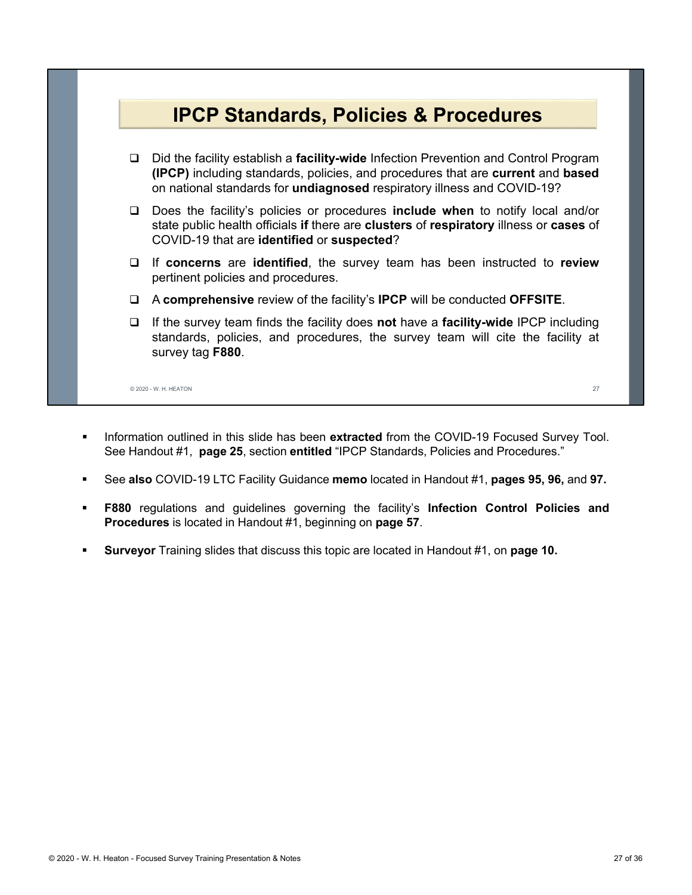## IPCP Standards, Policies & Procedures

- Did the facility establish a **facility-wide** Infection Prevention and Control Program **(IPCP)** including standards, policies, and procedures that are **current** and **based** on national standards for **undiagnosed** respiratory illness and COVID-19?
- Does the facility's policies or procedures **include when** to notify local and/or state public health officials **if** there are **clusters** of **respiratory** illness or **cases** of COVID-19 that are **identified** or **suspected**?
- If **concerns** are **identified**, the survey team has been instructed to **review** pertinent policies and procedures.
- A **comprehensive** review of the facility's **IPCP** will be conducted **OFFSITE**.
- If the survey team finds the facility does **not** have a **facility-wide** IPCP including standards, policies, and procedures, the survey team will cite the facility at survey tag **F880**.

© 2020 - W. H. HEATON

- Information outlined in this slide has been **extracted** from the COVID-19 Focused Survey Tool. See Handout #1, **page 25**, section **entitled** "IPCP Standards, Policies and Procedures."
- See **also** COVID-19 LTC Facility Guidance **memo** located in Handout #1, **pages 95, 96,** and **97.**
- **F880** regulations and guidelines governing the facility's **Infection Control Policies and Procedures** is located in Handout #1, beginning on **page 57**.
- **Surveyor** Training slides that discuss this topic are located in Handout #1, on **page 10.**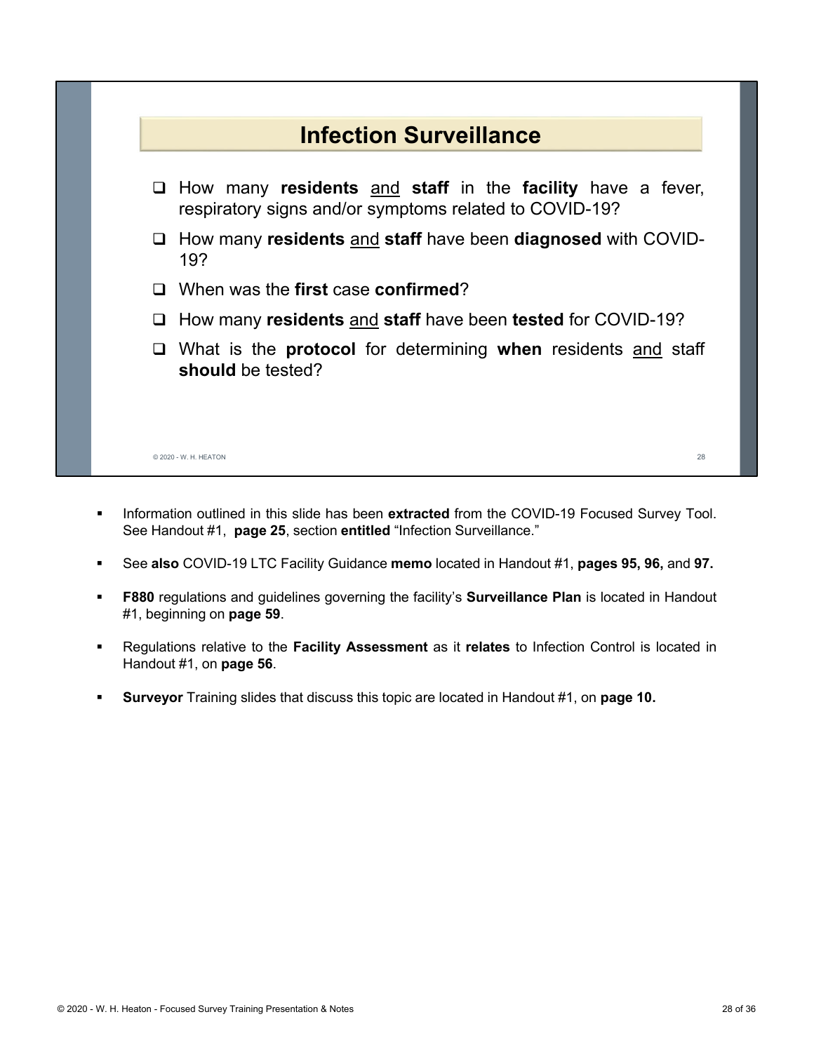## Infection Surveillance

- How many **residents** and **staff** in the **facility** have a fever, respiratory signs and/or symptoms related to COVID-19?
- How many **residents** and **staff** have been **diagnosed** with COVID-19?
- When was the **first** case **confirmed**?
- How many **residents** and **staff** have been **tested** for COVID-19?
- What is the **protocol** for determining **when** residents and staff **should** be tested?

© 2020 - W. H. HEATON

- Information outlined in this slide has been **extracted** from the COVID-19 Focused Survey Tool. See Handout #1, **page 25**, section **entitled** "Infection Surveillance."
- See **also** COVID-19 LTC Facility Guidance **memo** located in Handout #1, **pages 95, 96,** and **97.**
- **F880** regulations and guidelines governing the facility's **Surveillance Plan** is located in Handout #1, beginning on **page 59**.
- Regulations relative to the **Facility Assessment** as it **relates** to Infection Control is located in Handout #1, on **page 56**.
- **Surveyor** Training slides that discuss this topic are located in Handout #1, on **page 10.**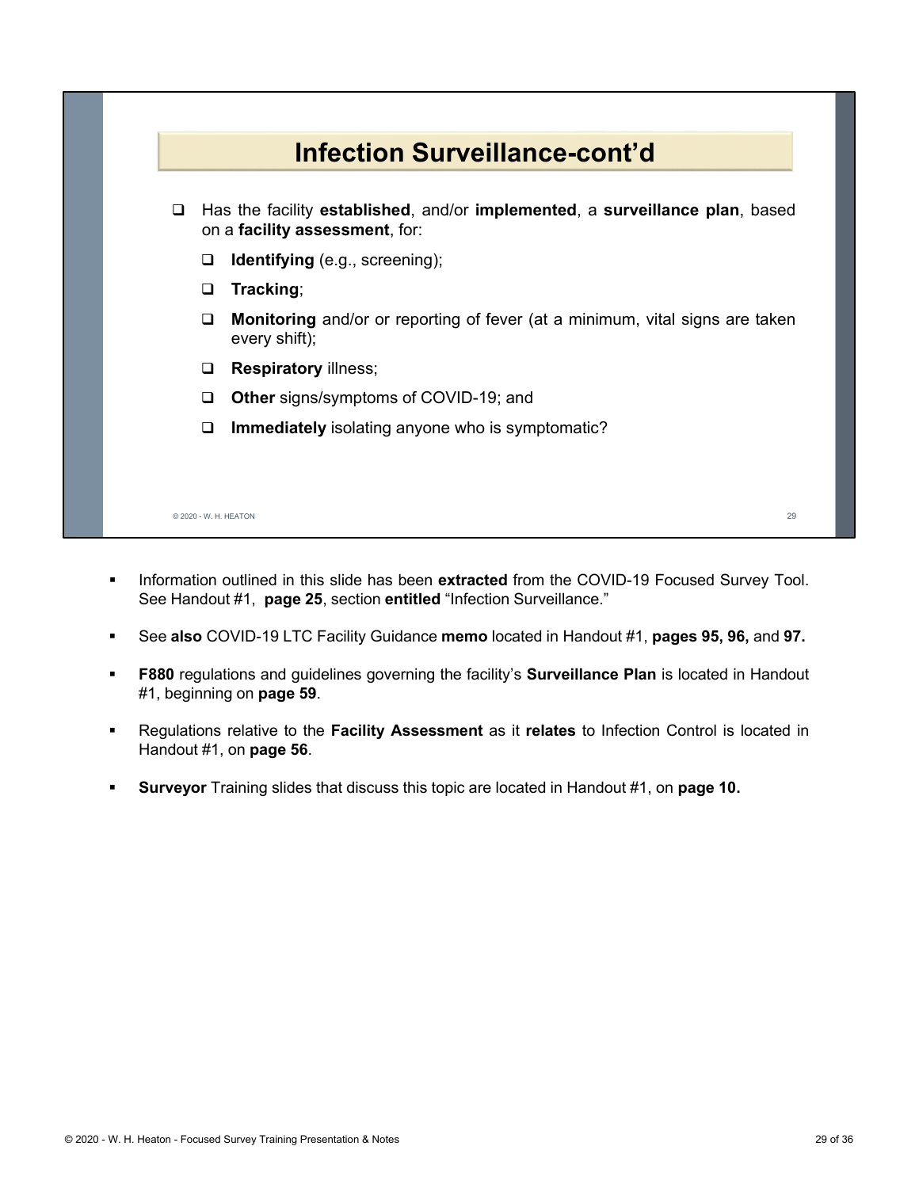## Infection Surveillance-cont'd

- Has the facility **established**, and/or **implemented**, a **surveillance plan**, based on a **facility assessment**, for:
  - **Identifying** (e.g., screening);
  - **Tracking**;
  - **Monitoring** and/or or reporting of fever (at a minimum, vital signs are taken every shift);
  - **Respiratory** illness;
  - **Other** signs/symptoms of COVID-19; and
  - **Immediately** isolating anyone who is symptomatic?

© 2020 - W. H. HEATON

- Information outlined in this slide has been **extracted** from the COVID-19 Focused Survey Tool. See Handout #1, **page 25**, section **entitled** "Infection Surveillance."
- See **also** COVID-19 LTC Facility Guidance **memo** located in Handout #1, **pages 95, 96,** and **97.**
- **F880** regulations and guidelines governing the facility's **Surveillance Plan** is located in Handout #1, beginning on **page 59**.
- Regulations relative to the **Facility Assessment** as it **relates** to Infection Control is located in Handout #1, on **page 56**.
- **Surveyor** Training slides that discuss this topic are located in Handout #1, on **page 10.**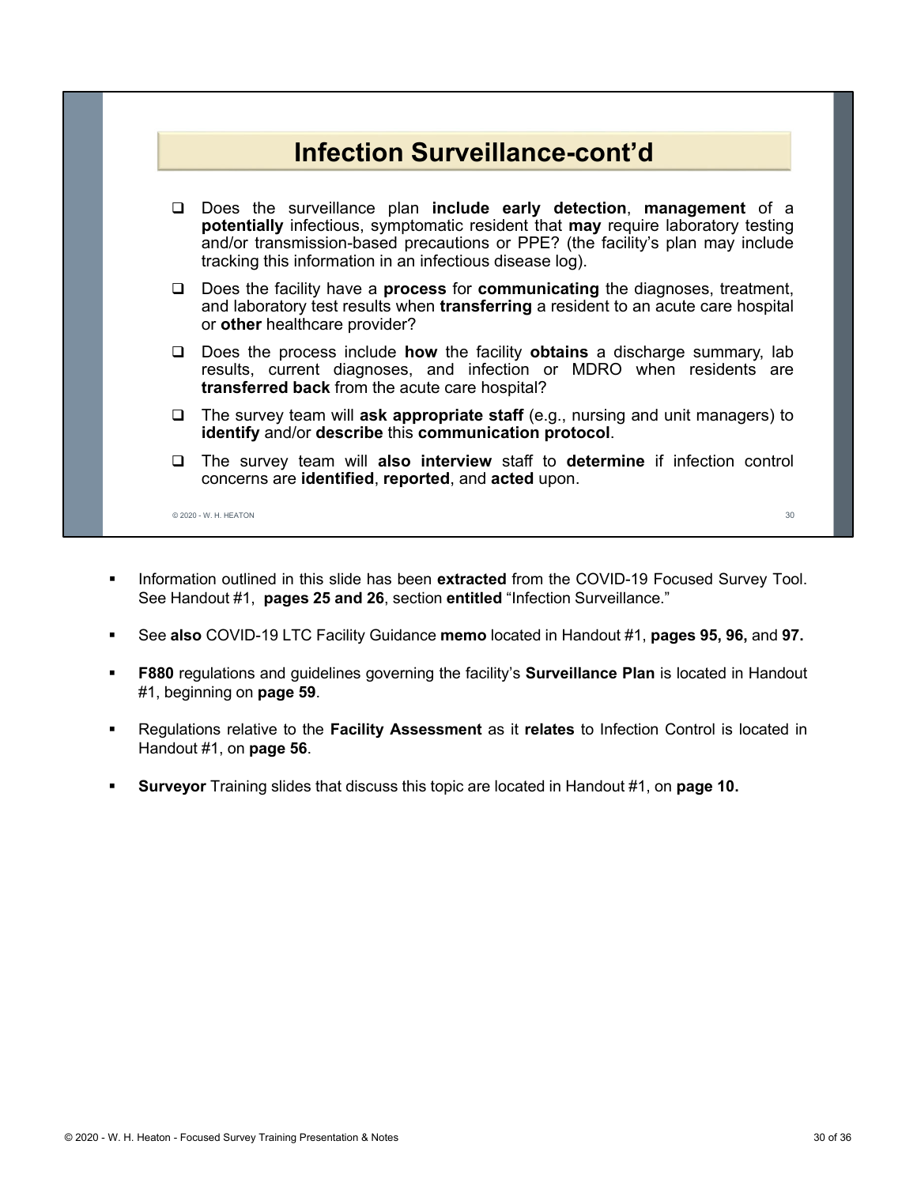## Infection Surveillance-cont'd

- Does the surveillance plan **include early detection**, **management** of a **potentially** infectious, symptomatic resident that **may** require laboratory testing and/or transmission-based precautions or PPE? (the facility's plan may include tracking this information in an infectious disease log).
- Does the facility have a **process** for **communicating** the diagnoses, treatment, and laboratory test results when **transferring** a resident to an acute care hospital or **other** healthcare provider?
- Does the process include **how** the facility **obtains** a discharge summary, lab results, current diagnoses, and infection or MDRO when residents are **transferred back** from the acute care hospital?
- The survey team will **ask appropriate staff** (e.g., nursing and unit managers) to **identify** and/or **describe** this **communication protocol**.
- The survey team will **also interview** staff to **determine** if infection control concerns are **identified**, **reported**, and **acted** upon.

© 2020 - W. H. HEATON

- Information outlined in this slide has been **extracted** from the COVID-19 Focused Survey Tool. See Handout #1, **pages 25 and 26**, section **entitled** "Infection Surveillance."
- See **also** COVID-19 LTC Facility Guidance **memo** located in Handout #1, **pages 95, 96,** and **97.**
- **F880** regulations and guidelines governing the facility's **Surveillance Plan** is located in Handout #1, beginning on **page 59**.
- Regulations relative to the **Facility Assessment** as it **relates** to Infection Control is located in Handout #1, on **page 56**.
- **Surveyor** Training slides that discuss this topic are located in Handout #1, on **page 10.**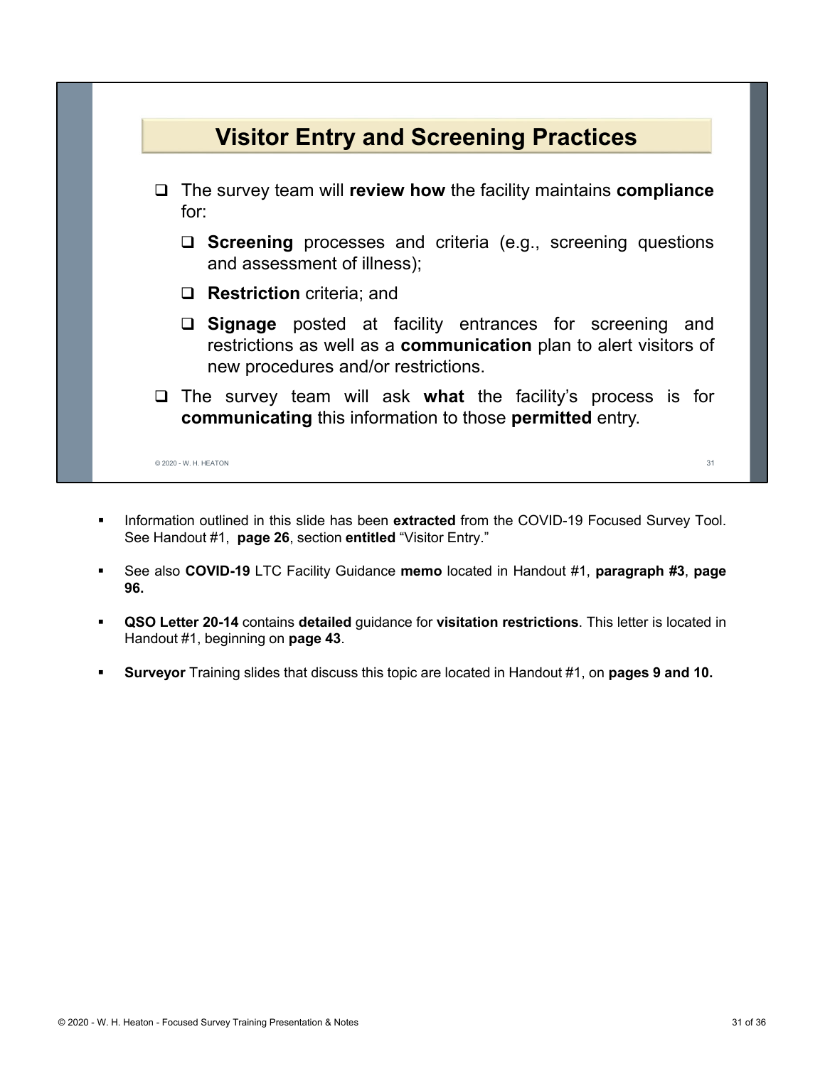## Visitor Entry and Screening Practices

- The survey team will **review how** the facility maintains **compliance** for:
  - **Screening** processes and criteria (e.g., screening questions and assessment of illness);
  - **Restriction** criteria; and
  - **Signage** posted at facility entrances for screening and restrictions as well as a **communication** plan to alert visitors of new procedures and/or restrictions.
- The survey team will ask **what** the facility's process is for **communicating** this information to those **permitted** entry.

© 2020 - W. H. HEATON

- Information outlined in this slide has been **extracted** from the COVID-19 Focused Survey Tool. See Handout #1, **page 26**, section **entitled** "Visitor Entry."
- See also **COVID-19** LTC Facility Guidance **memo** located in Handout #1, **paragraph #3**, **page 96.**
- **QSO Letter 20-14** contains **detailed** guidance for **visitation restrictions**. This letter is located in Handout #1, beginning on **page 43**.
- **Surveyor** Training slides that discuss this topic are located in Handout #1, on **pages 9 and 10.**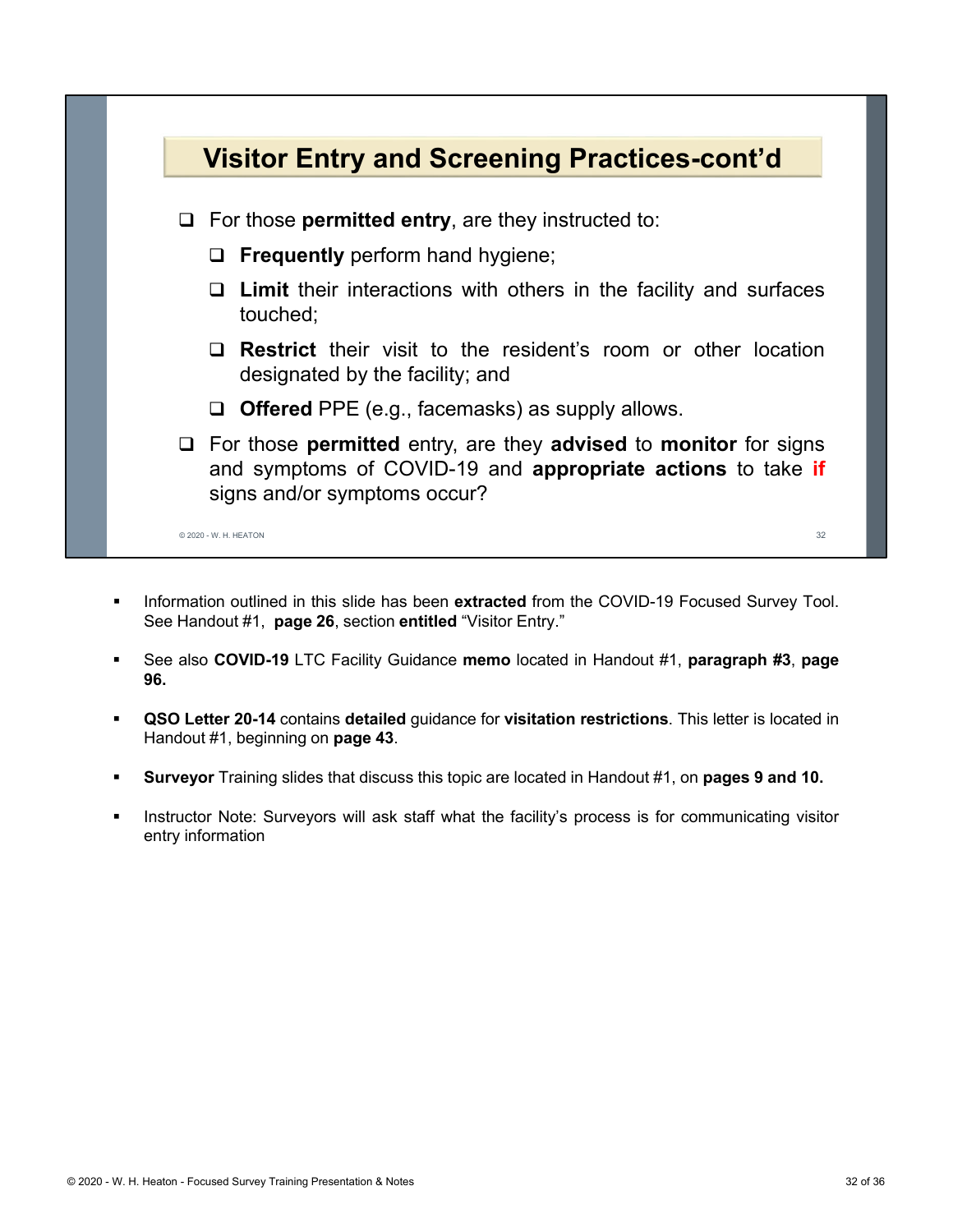## Visitor Entry and Screening Practices-cont'd

- For those **permitted entry**, are they instructed to:
  - **Frequently** perform hand hygiene;
  - **Limit** their interactions with others in the facility and surfaces touched;
  - **Restrict** their visit to the resident's room or other location designated by the facility; and
  - **Offered** PPE (e.g., facemasks) as supply allows.
- For those **permitted** entry, are they **advised** to **monitor** for signs and symptoms of COVID-19 and **appropriate actions** to take **if** signs and/or symptoms occur?

© 2020 - W. H. HEATON

- Information outlined in this slide has been **extracted** from the COVID-19 Focused Survey Tool. See Handout #1, **page 26**, section **entitled** "Visitor Entry."
- See also **COVID-19** LTC Facility Guidance **memo** located in Handout #1, **paragraph #3**, **page 96.**
- **QSO Letter 20-14** contains **detailed** guidance for **visitation restrictions**. This letter is located in Handout #1, beginning on **page 43**.
- **Surveyor** Training slides that discuss this topic are located in Handout #1, on **pages 9 and 10.**
- Instructor Note: Surveyors will ask staff what the facility's process is for communicating visitor entry information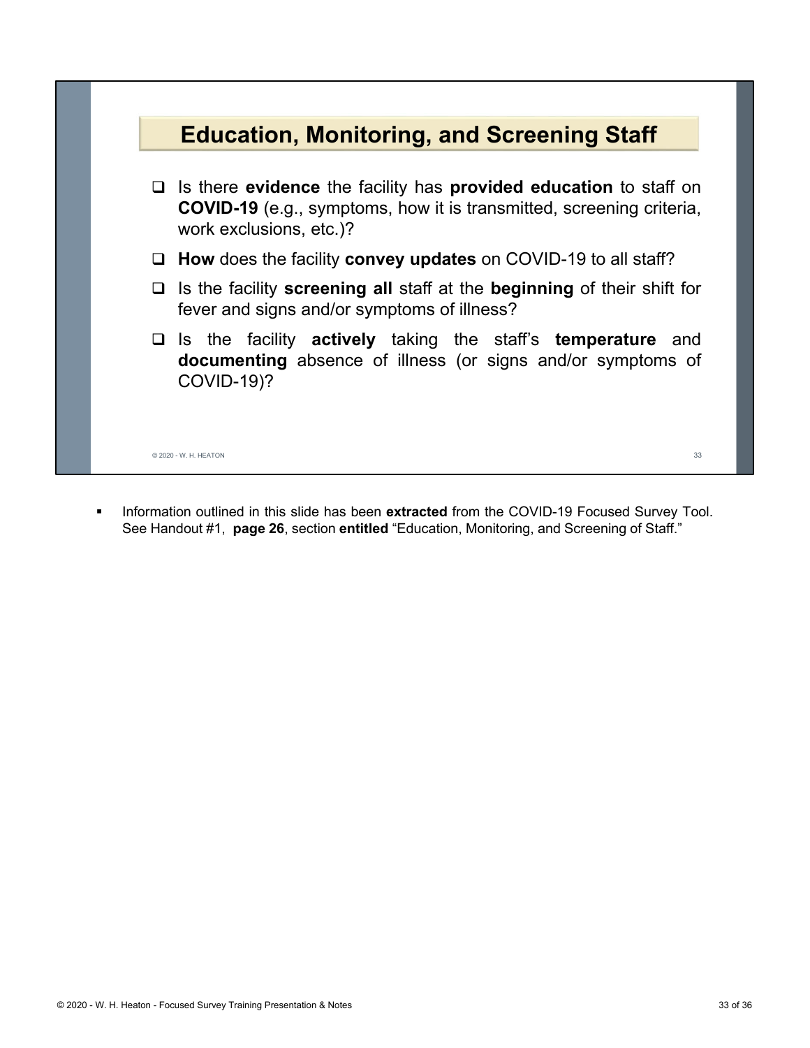## Education, Monitoring, and Screening Staff

- Is there **evidence** the facility has **provided education** to staff on **COVID-19** (e.g., symptoms, how it is transmitted, screening criteria, work exclusions, etc.)?
- **How** does the facility **convey updates** on COVID-19 to all staff?
- Is the facility **screening all** staff at the **beginning** of their shift for fever and signs and/or symptoms of illness?
- Is the facility **actively** taking the staff's **temperature** and **documenting** absence of illness (or signs and/or symptoms of COVID-19)?

© 2020 - W. H. HEATON

- Information outlined in this slide has been **extracted** from the COVID-19 Focused Survey Tool. See Handout #1, **page 26**, section **entitled** "Education, Monitoring, and Screening of Staff."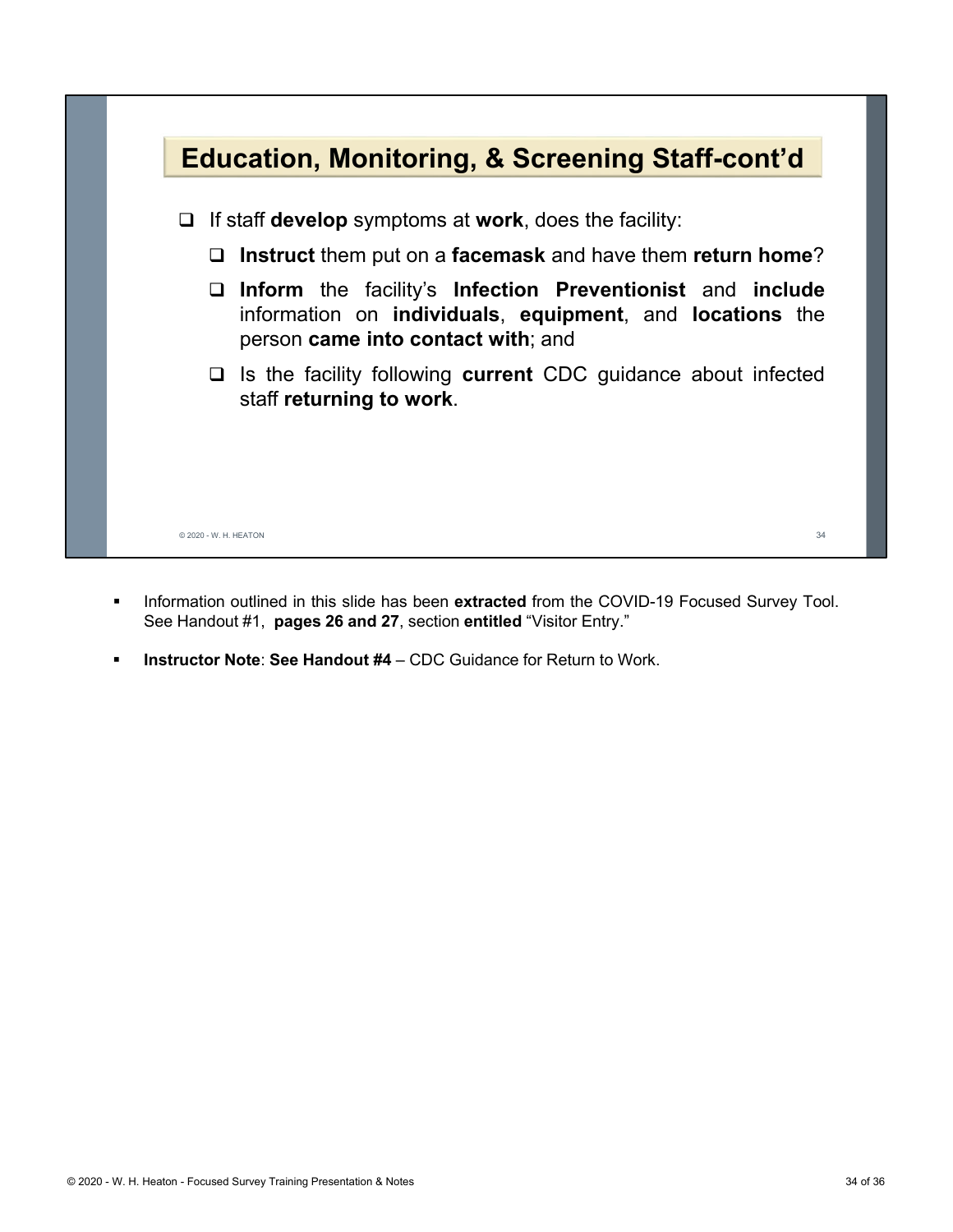## Education, Monitoring, & Screening Staff-cont'd

- If staff **develop** symptoms at **work**, does the facility:
  - **Instruct** them put on a **facemask** and have them **return home**?
  - **Inform** the facility's **Infection Preventionist** and **include** information on **individuals**, **equipment**, and **locations** the person **came into contact with**; and
  - Is the facility following **current** CDC guidance about infected staff **returning to work**.

© 2020 - W. H. HEATON

- Information outlined in this slide has been **extracted** from the COVID-19 Focused Survey Tool. See Handout #1, **pages 26 and 27**, section **entitled** "Visitor Entry."
- **Instructor Note**: **See Handout #4** – CDC Guidance for Return to Work.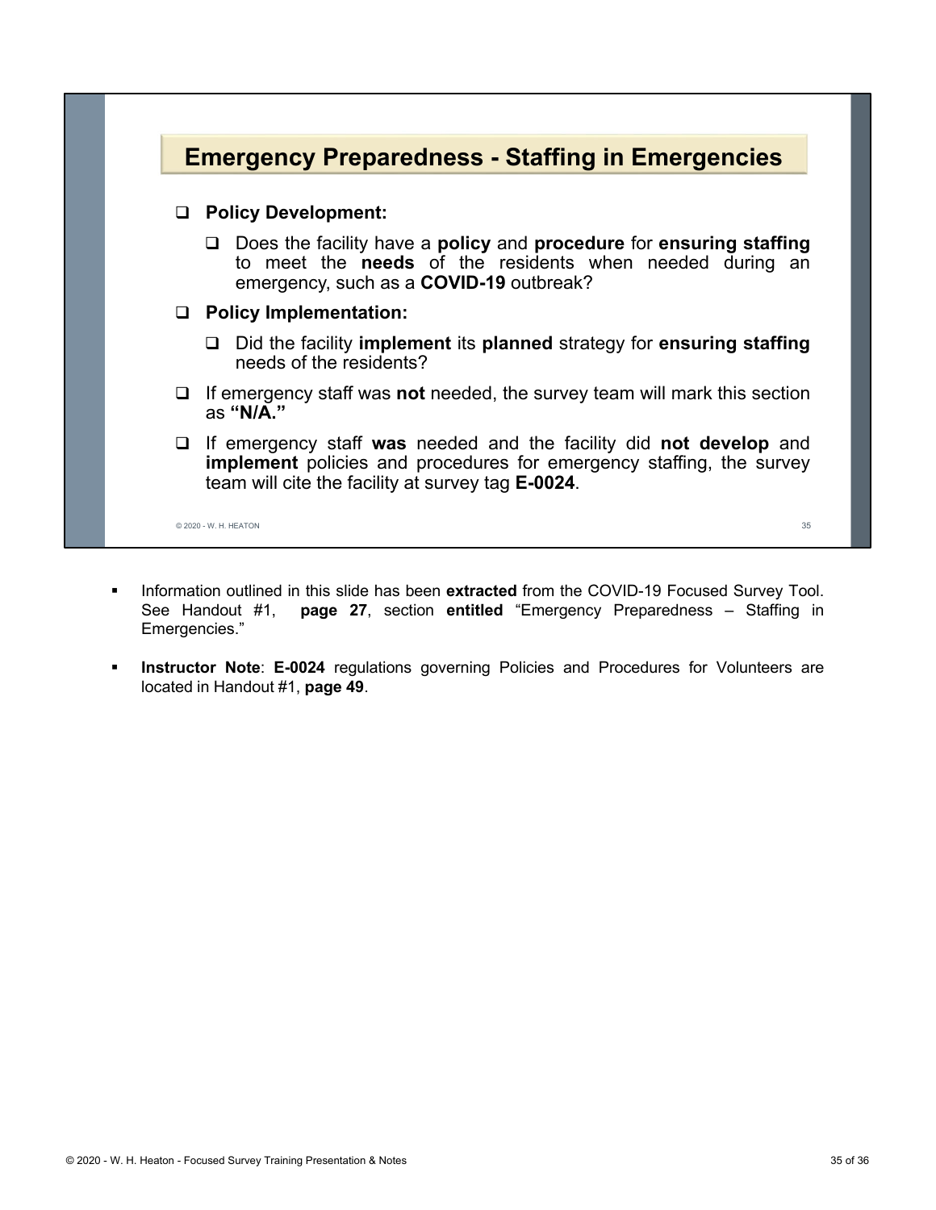## Emergency Preparedness - Staffing in Emergencies

- **Policy Development:**
  - Does the facility have a **policy** and **procedure** for **ensuring staffing** to meet the **needs** of the residents when needed during an emergency, such as a **COVID-19** outbreak?
- **Policy Implementation:**
  - Did the facility **implement** its **planned** strategy for **ensuring staffing** needs of the residents?
- If emergency staff was **not** needed, the survey team will mark this section as **"N/A."**
- If emergency staff **was** needed and the facility did **not develop** and **implement** policies and procedures for emergency staffing, the survey team will cite the facility at survey tag **E-0024**.

© 2020 - W. H. HEATON

- Information outlined in this slide has been **extracted** from the COVID-19 Focused Survey Tool. See Handout #1, **page 27**, section **entitled** "Emergency Preparedness – Staffing in Emergencies."
- **Instructor Note**: **E-0024** regulations governing Policies and Procedures for Volunteers are located in Handout #1, **page 49**.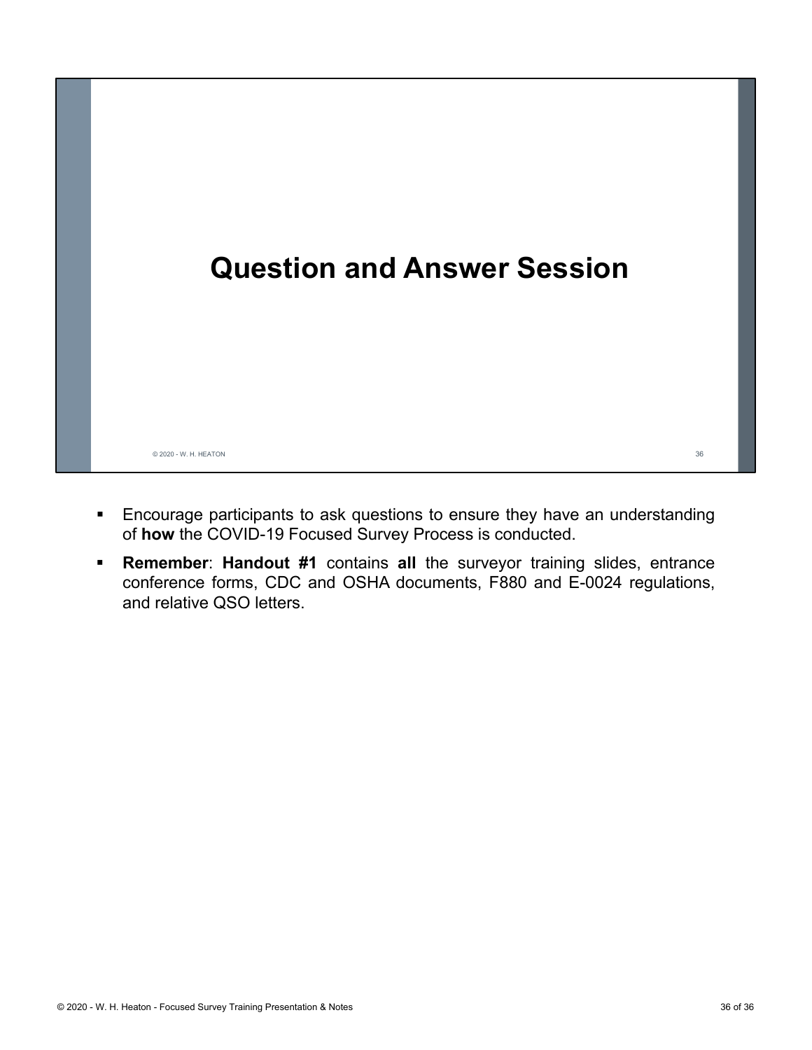# Question and Answer Session

© 2020 - W. H. HEATON

- Encourage participants to ask questions to ensure they have an understanding of **how** the COVID-19 Focused Survey Process is conducted.
- **Remember**: **Handout #1** contains **all** the surveyor training slides, entrance conference forms, CDC and OSHA documents, F880 and E-0024 regulations, and relative QSO letters.